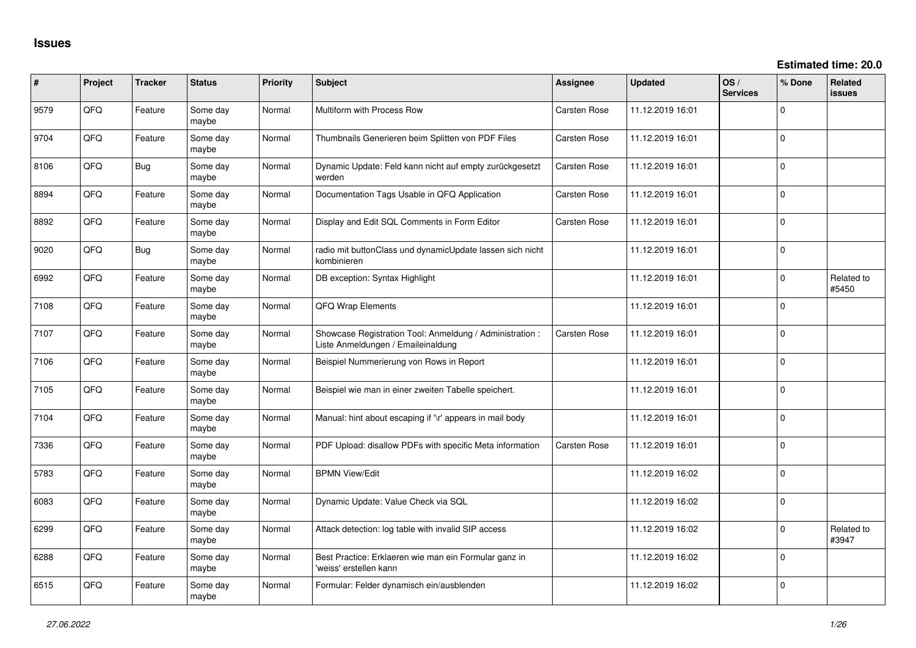## Issues

**Estimated time: 20.0**

| # | Project | Tracker | Status | Priority | Subject | Assignee | Updated | OS / Services | % Done | Related issues |
|---|---|---|---|---|---|---|---|---|---|---|
| 9579 | QFQ | Feature | Some day maybe | Normal | Multiform with Process Row | Carsten Rose | 11.12.2019 16:01 | | 0 | |
| 9704 | QFQ | Feature | Some day maybe | Normal | Thumbnails Generieren beim Splitten von PDF Files | Carsten Rose | 11.12.2019 16:01 | | 0 | |
| 8106 | QFQ | Bug | Some day maybe | Normal | Dynamic Update: Feld kann nicht auf empty zurückgesetzt werden | Carsten Rose | 11.12.2019 16:01 | | 0 | |
| 8894 | QFQ | Feature | Some day maybe | Normal | Documentation Tags Usable in QFQ Application | Carsten Rose | 11.12.2019 16:01 | | 0 | |
| 8892 | QFQ | Feature | Some day maybe | Normal | Display and Edit SQL Comments in Form Editor | Carsten Rose | 11.12.2019 16:01 | | 0 | |
| 9020 | QFQ | Bug | Some day maybe | Normal | radio mit buttonClass und dynamicUpdate lassen sich nicht kombinieren | | 11.12.2019 16:01 | | 0 | |
| 6992 | QFQ | Feature | Some day maybe | Normal | DB exception: Syntax Highlight | | 11.12.2019 16:01 | | 0 | Related to #5450 |
| 7108 | QFQ | Feature | Some day maybe | Normal | QFQ Wrap Elements | | 11.12.2019 16:01 | | 0 | |
| 7107 | QFQ | Feature | Some day maybe | Normal | Showcase Registration Tool: Anmeldung / Administration : Liste Anmeldungen / Emaileinaldung | Carsten Rose | 11.12.2019 16:01 | | 0 | |
| 7106 | QFQ | Feature | Some day maybe | Normal | Beispiel Nummerierung von Rows in Report | | 11.12.2019 16:01 | | 0 | |
| 7105 | QFQ | Feature | Some day maybe | Normal | Beispiel wie man in einer zweiten Tabelle speichert. | | 11.12.2019 16:01 | | 0 | |
| 7104 | QFQ | Feature | Some day maybe | Normal | Manual: hint about escaping if '\r' appears in mail body | | 11.12.2019 16:01 | | 0 | |
| 7336 | QFQ | Feature | Some day maybe | Normal | PDF Upload: disallow PDFs with specific Meta information | Carsten Rose | 11.12.2019 16:01 | | 0 | |
| 5783 | QFQ | Feature | Some day maybe | Normal | BPMN View/Edit | | 11.12.2019 16:02 | | 0 | |
| 6083 | QFQ | Feature | Some day maybe | Normal | Dynamic Update: Value Check via SQL | | 11.12.2019 16:02 | | 0 | |
| 6299 | QFQ | Feature | Some day maybe | Normal | Attack detection: log table with invalid SIP access | | 11.12.2019 16:02 | | 0 | Related to #3947 |
| 6288 | QFQ | Feature | Some day maybe | Normal | Best Practice: Erklaeren wie man ein Formular ganz in 'weiss' erstellen kann | | 11.12.2019 16:02 | | 0 | |
| 6515 | QFQ | Feature | Some day maybe | Normal | Formular: Felder dynamisch ein/ausblenden | | 11.12.2019 16:02 | | 0 | |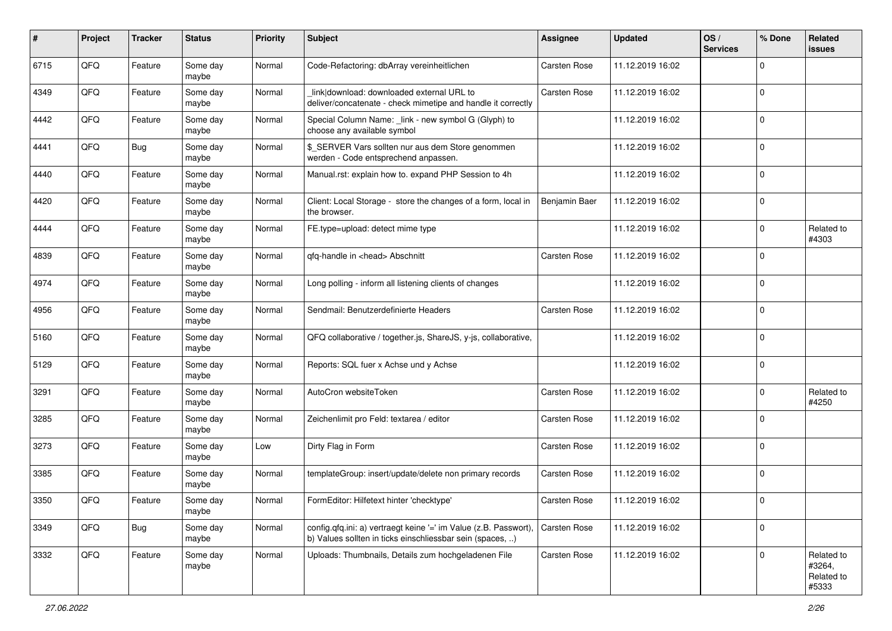| # | Project | Tracker | Status | Priority | Subject | Assignee | Updated | OS / Services | % Done | Related issues |
|---|---|---|---|---|---|---|---|---|---|---|
| 6715 | QFQ | Feature | Some day maybe | Normal | Code-Refactoring: dbArray vereinheitlichen | Carsten Rose | 11.12.2019 16:02 | | 0 | |
| 4349 | QFQ | Feature | Some day maybe | Normal | _link\|download: downloaded external URL to deliver/concatenate - check mimetipe and handle it correctly | Carsten Rose | 11.12.2019 16:02 | | 0 | |
| 4442 | QFQ | Feature | Some day maybe | Normal | Special Column Name: _link - new symbol G (Glyph) to choose any available symbol | | 11.12.2019 16:02 | | 0 | |
| 4441 | QFQ | Bug | Some day maybe | Normal | $_SERVER Vars sollten nur aus dem Store genommen werden - Code entsprechend anpassen. | | 11.12.2019 16:02 | | 0 | |
| 4440 | QFQ | Feature | Some day maybe | Normal | Manual.rst: explain how to. expand PHP Session to 4h | | 11.12.2019 16:02 | | 0 | |
| 4420 | QFQ | Feature | Some day maybe | Normal | Client: Local Storage - store the changes of a form, local in the browser. | Benjamin Baer | 11.12.2019 16:02 | | 0 | |
| 4444 | QFQ | Feature | Some day maybe | Normal | FE.type=upload: detect mime type | | 11.12.2019 16:02 | | 0 | Related to #4303 |
| 4839 | QFQ | Feature | Some day maybe | Normal | qfq-handle in <head> Abschnitt | Carsten Rose | 11.12.2019 16:02 | | 0 | |
| 4974 | QFQ | Feature | Some day maybe | Normal | Long polling - inform all listening clients of changes | | 11.12.2019 16:02 | | 0 | |
| 4956 | QFQ | Feature | Some day maybe | Normal | Sendmail: Benutzerdefinierte Headers | Carsten Rose | 11.12.2019 16:02 | | 0 | |
| 5160 | QFQ | Feature | Some day maybe | Normal | QFQ collaborative / together.js, ShareJS, y-js, collaborative, | | 11.12.2019 16:02 | | 0 | |
| 5129 | QFQ | Feature | Some day maybe | Normal | Reports: SQL fuer x Achse und y Achse | | 11.12.2019 16:02 | | 0 | |
| 3291 | QFQ | Feature | Some day maybe | Normal | AutoCron websiteToken | Carsten Rose | 11.12.2019 16:02 | | 0 | Related to #4250 |
| 3285 | QFQ | Feature | Some day maybe | Normal | Zeichenlimit pro Feld: textarea / editor | Carsten Rose | 11.12.2019 16:02 | | 0 | |
| 3273 | QFQ | Feature | Some day maybe | Low | Dirty Flag in Form | Carsten Rose | 11.12.2019 16:02 | | 0 | |
| 3385 | QFQ | Feature | Some day maybe | Normal | templateGroup: insert/update/delete non primary records | Carsten Rose | 11.12.2019 16:02 | | 0 | |
| 3350 | QFQ | Feature | Some day maybe | Normal | FormEditor: Hilfetext hinter 'checktype' | Carsten Rose | 11.12.2019 16:02 | | 0 | |
| 3349 | QFQ | Bug | Some day maybe | Normal | config.qfq.ini: a) vertraegt keine '=' im Value (z.B. Passwort), b) Values sollten in ticks einschliessbar sein (spaces, ..) | Carsten Rose | 11.12.2019 16:02 | | 0 | |
| 3332 | QFQ | Feature | Some day maybe | Normal | Uploads: Thumbnails, Details zum hochgeladenen File | Carsten Rose | 11.12.2019 16:02 | | 0 | Related to #3264, Related to #5333 |

*27.06.2022*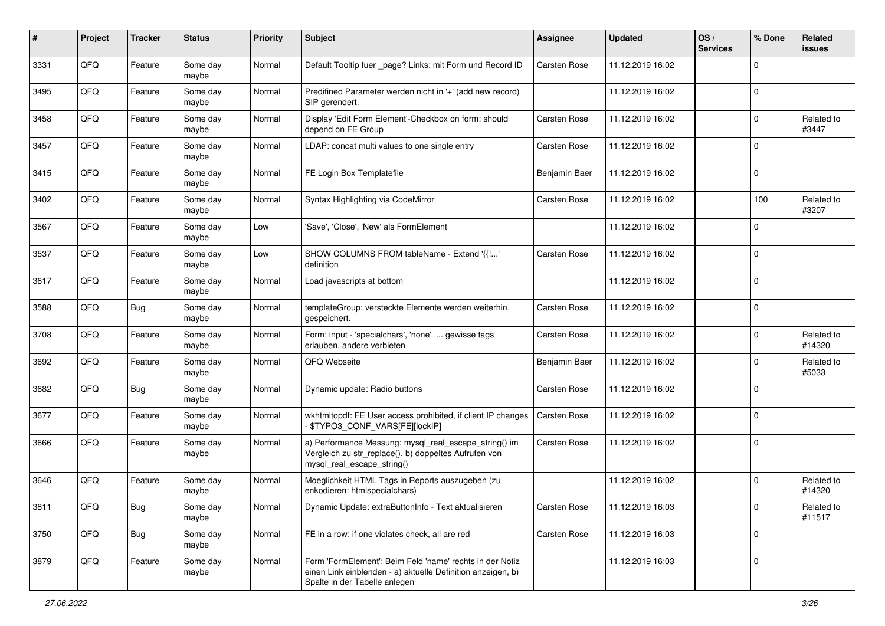| # | Project | Tracker | Status | Priority | Subject | Assignee | Updated | OS / Services | % Done | Related issues |
|---|---|---|---|---|---|---|---|---|---|---|
| 3331 | QFQ | Feature | Some day maybe | Normal | Default Tooltip fuer _page? Links: mit Form und Record ID | Carsten Rose | 11.12.2019 16:02 | | 0 | |
| 3495 | QFQ | Feature | Some day maybe | Normal | Predifined Parameter werden nicht in '+' (add new record) SIP gerendert. | | 11.12.2019 16:02 | | 0 | |
| 3458 | QFQ | Feature | Some day maybe | Normal | Display 'Edit Form Element'-Checkbox on form: should depend on FE Group | Carsten Rose | 11.12.2019 16:02 | | 0 | Related to #3447 |
| 3457 | QFQ | Feature | Some day maybe | Normal | LDAP: concat multi values to one single entry | Carsten Rose | 11.12.2019 16:02 | | 0 | |
| 3415 | QFQ | Feature | Some day maybe | Normal | FE Login Box Templatefile | Benjamin Baer | 11.12.2019 16:02 | | 0 | |
| 3402 | QFQ | Feature | Some day maybe | Normal | Syntax Highlighting via CodeMirror | Carsten Rose | 11.12.2019 16:02 | | 100 | Related to #3207 |
| 3567 | QFQ | Feature | Some day maybe | Low | 'Save', 'Close', 'New' als FormElement | | 11.12.2019 16:02 | | 0 | |
| 3537 | QFQ | Feature | Some day maybe | Low | SHOW COLUMNS FROM tableName - Extend '{{!...' definition | Carsten Rose | 11.12.2019 16:02 | | 0 | |
| 3617 | QFQ | Feature | Some day maybe | Normal | Load javascripts at bottom | | 11.12.2019 16:02 | | 0 | |
| 3588 | QFQ | Bug | Some day maybe | Normal | templateGroup: versteckte Elemente werden weiterhin gespeichert. | Carsten Rose | 11.12.2019 16:02 | | 0 | |
| 3708 | QFQ | Feature | Some day maybe | Normal | Form: input - 'specialchars', 'none' ... gewisse tags erlauben, andere verbieten | Carsten Rose | 11.12.2019 16:02 | | 0 | Related to #14320 |
| 3692 | QFQ | Feature | Some day maybe | Normal | QFQ Webseite | Benjamin Baer | 11.12.2019 16:02 | | 0 | Related to #5033 |
| 3682 | QFQ | Bug | Some day maybe | Normal | Dynamic update: Radio buttons | Carsten Rose | 11.12.2019 16:02 | | 0 | |
| 3677 | QFQ | Feature | Some day maybe | Normal | wkhtmltopdf: FE User access prohibited, if client IP changes - $TYPO3_CONF_VARS[FE][lockIP] | Carsten Rose | 11.12.2019 16:02 | | 0 | |
| 3666 | QFQ | Feature | Some day maybe | Normal | a) Performance Messung: mysql_real_escape_string() im Vergleich zu str_replace(), b) doppeltes Aufrufen von mysql_real_escape_string() | Carsten Rose | 11.12.2019 16:02 | | 0 | |
| 3646 | QFQ | Feature | Some day maybe | Normal | Moeglichkeit HTML Tags in Reports auszugeben (zu enkodieren: htmlspecialchars) | | 11.12.2019 16:02 | | 0 | Related to #14320 |
| 3811 | QFQ | Bug | Some day maybe | Normal | Dynamic Update: extraButtonInfo - Text aktualisieren | Carsten Rose | 11.12.2019 16:03 | | 0 | Related to #11517 |
| 3750 | QFQ | Bug | Some day maybe | Normal | FE in a row: if one violates check, all are red | Carsten Rose | 11.12.2019 16:03 | | 0 | |
| 3879 | QFQ | Feature | Some day maybe | Normal | Form 'FormElement': Beim Feld 'name' rechts in der Notiz einen Link einblenden - a) aktuelle Definition anzeigen, b) Spalte in der Tabelle anlegen | | 11.12.2019 16:03 | | 0 | |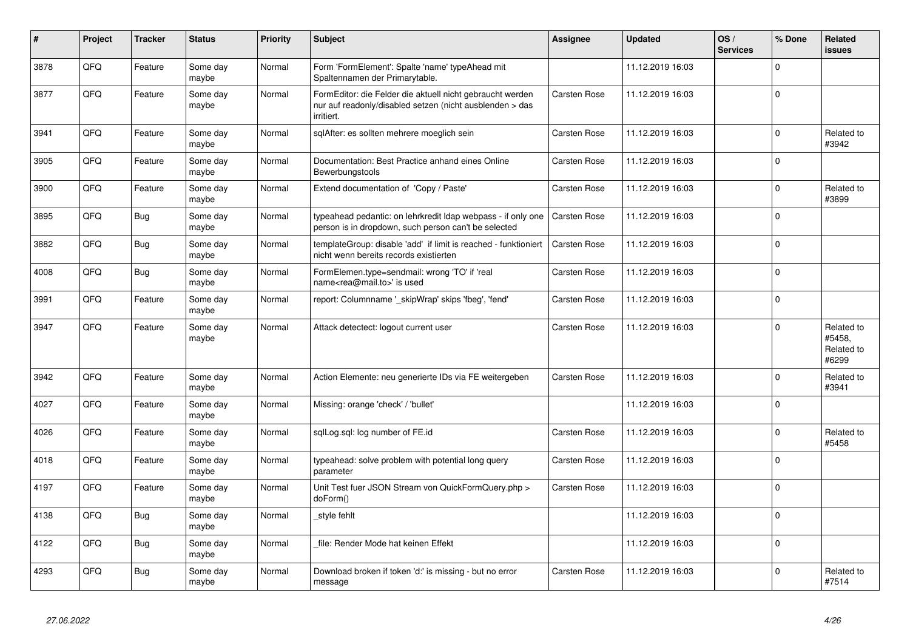| # | Project | Tracker | Status | Priority | Subject | Assignee | Updated | OS / Services | % Done | Related issues |
|---|---|---|---|---|---|---|---|---|---|---|
| 3878 | QFQ | Feature | Some day maybe | Normal | Form 'FormElement': Spalte 'name' typeAhead mit Spaltennamen der Primarytable. | | 11.12.2019 16:03 | | 0 | |
| 3877 | QFQ | Feature | Some day maybe | Normal | FormEditor: die Felder die aktuell nicht gebraucht werden nur auf readonly/disabled setzen (nicht ausblenden > das irritiert. | Carsten Rose | 11.12.2019 16:03 | | 0 | |
| 3941 | QFQ | Feature | Some day maybe | Normal | sqlAfter: es sollten mehrere moeglich sein | Carsten Rose | 11.12.2019 16:03 | | 0 | Related to #3942 |
| 3905 | QFQ | Feature | Some day maybe | Normal | Documentation: Best Practice anhand eines Online Bewerbungstools | Carsten Rose | 11.12.2019 16:03 | | 0 | |
| 3900 | QFQ | Feature | Some day maybe | Normal | Extend documentation of 'Copy / Paste' | Carsten Rose | 11.12.2019 16:03 | | 0 | Related to #3899 |
| 3895 | QFQ | Bug | Some day maybe | Normal | typeahead pedantic: on lehrkredit ldap webpass - if only one person is in dropdown, such person can't be selected | Carsten Rose | 11.12.2019 16:03 | | 0 | |
| 3882 | QFQ | Bug | Some day maybe | Normal | templateGroup: disable 'add' if limit is reached - funktioniert nicht wenn bereits records existierten | Carsten Rose | 11.12.2019 16:03 | | 0 | |
| 4008 | QFQ | Bug | Some day maybe | Normal | FormElemen.type=sendmail: wrong 'TO' if 'real name<rea@mail.to>' is used | Carsten Rose | 11.12.2019 16:03 | | 0 | |
| 3991 | QFQ | Feature | Some day maybe | Normal | report: Columnname '_skipWrap' skips 'fbeg', 'fend' | Carsten Rose | 11.12.2019 16:03 | | 0 | |
| 3947 | QFQ | Feature | Some day maybe | Normal | Attack detectect: logout current user | Carsten Rose | 11.12.2019 16:03 | | 0 | Related to #5458, Related to #6299 |
| 3942 | QFQ | Feature | Some day maybe | Normal | Action Elemente: neu generierte IDs via FE weitergeben | Carsten Rose | 11.12.2019 16:03 | | 0 | Related to #3941 |
| 4027 | QFQ | Feature | Some day maybe | Normal | Missing: orange 'check' / 'bullet' | | 11.12.2019 16:03 | | 0 | |
| 4026 | QFQ | Feature | Some day maybe | Normal | sqlLog.sql: log number of FE.id | Carsten Rose | 11.12.2019 16:03 | | 0 | Related to #5458 |
| 4018 | QFQ | Feature | Some day maybe | Normal | typeahead: solve problem with potential long query parameter | Carsten Rose | 11.12.2019 16:03 | | 0 | |
| 4197 | QFQ | Feature | Some day maybe | Normal | Unit Test fuer JSON Stream von QuickFormQuery.php > doForm() | Carsten Rose | 11.12.2019 16:03 | | 0 | |
| 4138 | QFQ | Bug | Some day maybe | Normal | _style fehlt | | 11.12.2019 16:03 | | 0 | |
| 4122 | QFQ | Bug | Some day maybe | Normal | _file: Render Mode hat keinen Effekt | | 11.12.2019 16:03 | | 0 | |
| 4293 | QFQ | Bug | Some day maybe | Normal | Download broken if token 'd:' is missing - but no error message | Carsten Rose | 11.12.2019 16:03 | | 0 | Related to #7514 |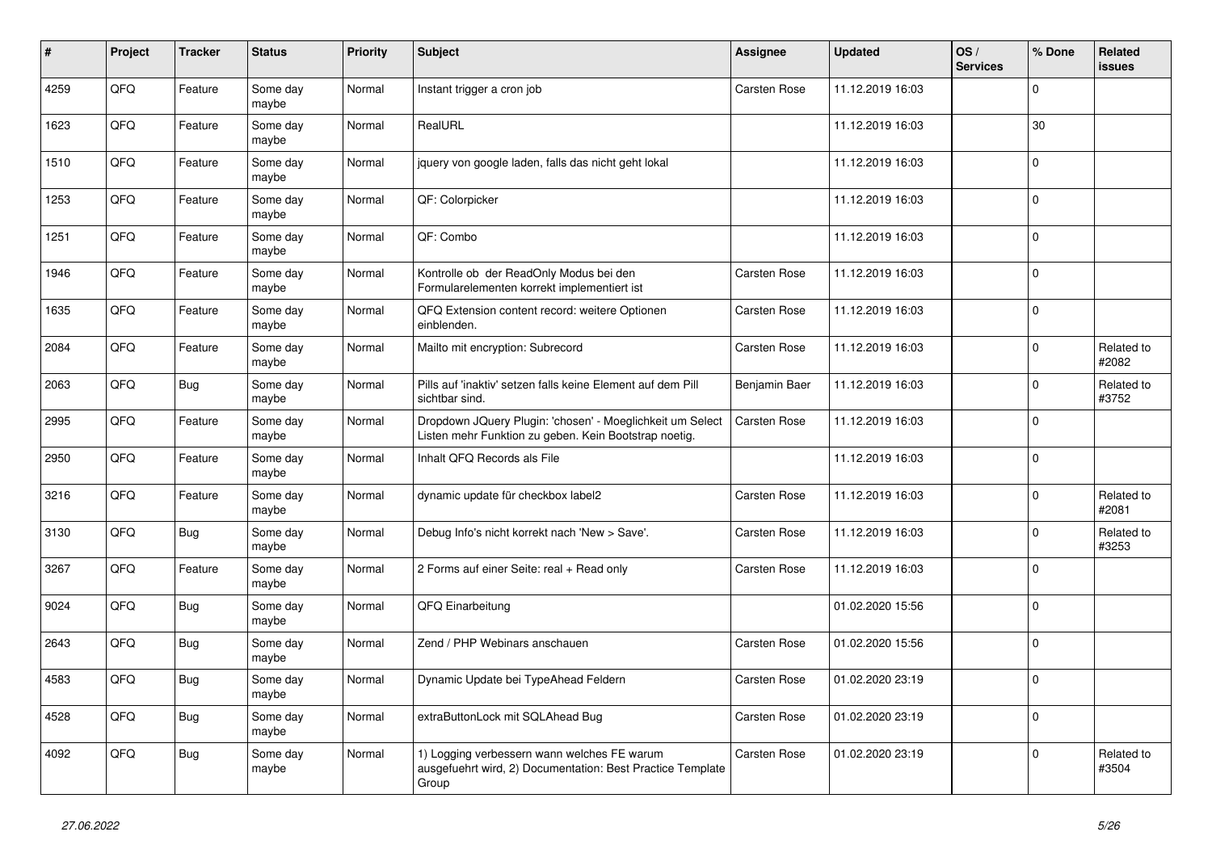| # | Project | Tracker | Status | Priority | Subject | Assignee | Updated | OS / Services | % Done | Related issues |
|---|---|---|---|---|---|---|---|---|---|---|
| 4259 | QFQ | Feature | Some day maybe | Normal | Instant trigger a cron job | Carsten Rose | 11.12.2019 16:03 | | 0 | |
| 1623 | QFQ | Feature | Some day maybe | Normal | RealURL | | 11.12.2019 16:03 | | 30 | |
| 1510 | QFQ | Feature | Some day maybe | Normal | jquery von google laden, falls das nicht geht lokal | | 11.12.2019 16:03 | | 0 | |
| 1253 | QFQ | Feature | Some day maybe | Normal | QF: Colorpicker | | 11.12.2019 16:03 | | 0 | |
| 1251 | QFQ | Feature | Some day maybe | Normal | QF: Combo | | 11.12.2019 16:03 | | 0 | |
| 1946 | QFQ | Feature | Some day maybe | Normal | Kontrolle ob der ReadOnly Modus bei den Formularelementen korrekt implementiert ist | Carsten Rose | 11.12.2019 16:03 | | 0 | |
| 1635 | QFQ | Feature | Some day maybe | Normal | QFQ Extension content record: weitere Optionen einblenden. | Carsten Rose | 11.12.2019 16:03 | | 0 | |
| 2084 | QFQ | Feature | Some day maybe | Normal | Mailto mit encryption: Subrecord | Carsten Rose | 11.12.2019 16:03 | | 0 | Related to #2082 |
| 2063 | QFQ | Bug | Some day maybe | Normal | Pills auf 'inaktiv' setzen falls keine Element auf dem Pill sichtbar sind. | Benjamin Baer | 11.12.2019 16:03 | | 0 | Related to #3752 |
| 2995 | QFQ | Feature | Some day maybe | Normal | Dropdown JQuery Plugin: 'chosen' - Moeglichkeit um Select Listen mehr Funktion zu geben. Kein Bootstrap noetig. | Carsten Rose | 11.12.2019 16:03 | | 0 | |
| 2950 | QFQ | Feature | Some day maybe | Normal | Inhalt QFQ Records als File | | 11.12.2019 16:03 | | 0 | |
| 3216 | QFQ | Feature | Some day maybe | Normal | dynamic update für checkbox label2 | Carsten Rose | 11.12.2019 16:03 | | 0 | Related to #2081 |
| 3130 | QFQ | Bug | Some day maybe | Normal | Debug Info's nicht korrekt nach 'New > Save'. | Carsten Rose | 11.12.2019 16:03 | | 0 | Related to #3253 |
| 3267 | QFQ | Feature | Some day maybe | Normal | 2 Forms auf einer Seite: real + Read only | Carsten Rose | 11.12.2019 16:03 | | 0 | |
| 9024 | QFQ | Bug | Some day maybe | Normal | QFQ Einarbeitung | | 01.02.2020 15:56 | | 0 | |
| 2643 | QFQ | Bug | Some day maybe | Normal | Zend / PHP Webinars anschauen | Carsten Rose | 01.02.2020 15:56 | | 0 | |
| 4583 | QFQ | Bug | Some day maybe | Normal | Dynamic Update bei TypeAhead Feldern | Carsten Rose | 01.02.2020 23:19 | | 0 | |
| 4528 | QFQ | Bug | Some day maybe | Normal | extraButtonLock mit SQLAhead Bug | Carsten Rose | 01.02.2020 23:19 | | 0 | |
| 4092 | QFQ | Bug | Some day maybe | Normal | 1) Logging verbessern wann welches FE warum ausgefuehrt wird, 2) Documentation: Best Practice Template Group | Carsten Rose | 01.02.2020 23:19 | | 0 | Related to #3504 |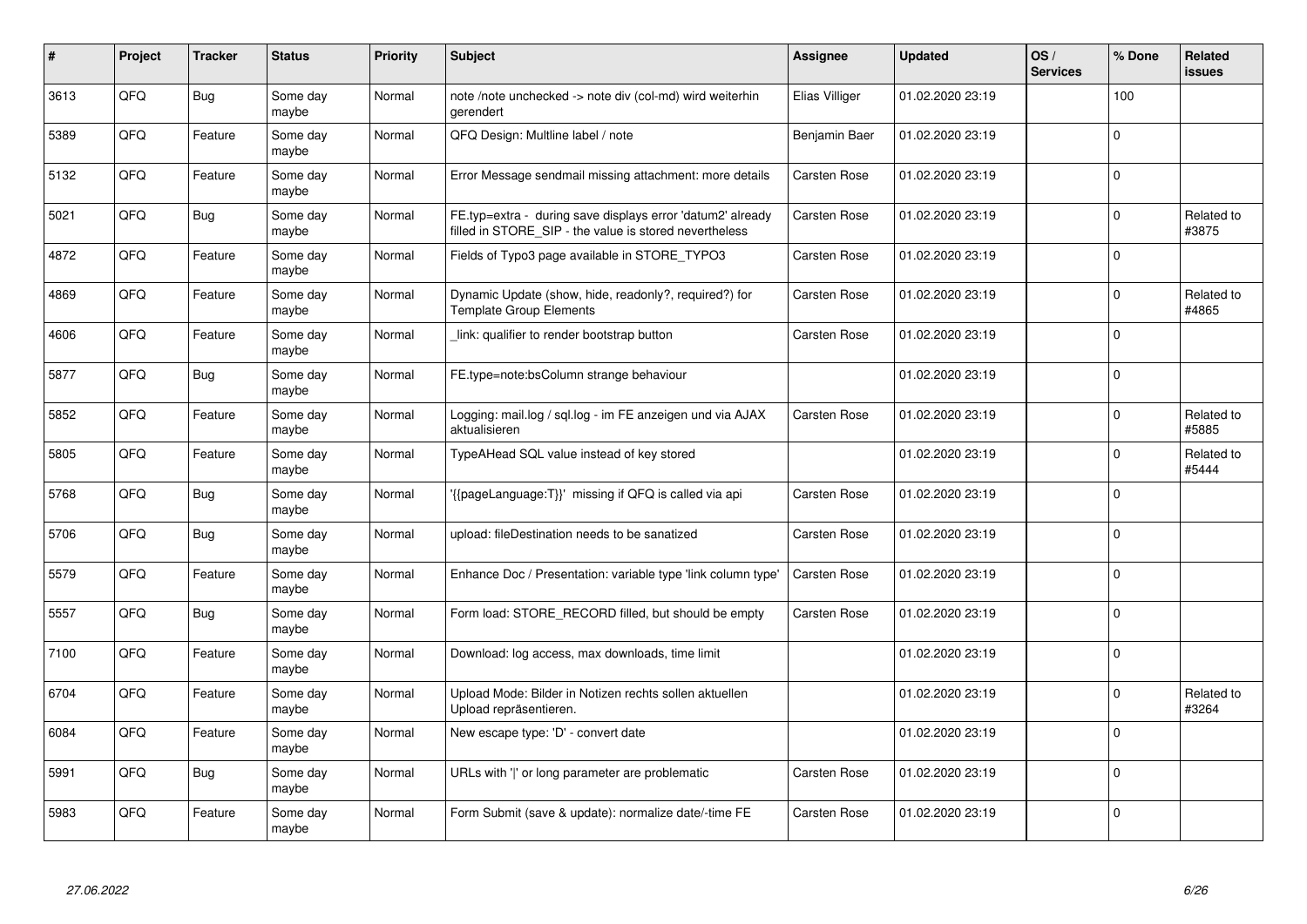| # | Project | Tracker | Status | Priority | Subject | Assignee | Updated | OS / Services | % Done | Related issues |
|---|---|---|---|---|---|---|---|---|---|---|
| 3613 | QFQ | Bug | Some day maybe | Normal | note /note unchecked -> note div (col-md) wird weiterhin gerendert | Elias Villiger | 01.02.2020 23:19 | | 100 | |
| 5389 | QFQ | Feature | Some day maybe | Normal | QFQ Design: Multline label / note | Benjamin Baer | 01.02.2020 23:19 | | 0 | |
| 5132 | QFQ | Feature | Some day maybe | Normal | Error Message sendmail missing attachment: more details | Carsten Rose | 01.02.2020 23:19 | | 0 | |
| 5021 | QFQ | Bug | Some day maybe | Normal | FE.typ=extra - during save displays error 'datum2' already filled in STORE_SIP - the value is stored nevertheless | Carsten Rose | 01.02.2020 23:19 | | 0 | Related to #3875 |
| 4872 | QFQ | Feature | Some day maybe | Normal | Fields of Typo3 page available in STORE_TYPO3 | Carsten Rose | 01.02.2020 23:19 | | 0 | |
| 4869 | QFQ | Feature | Some day maybe | Normal | Dynamic Update (show, hide, readonly?, required?) for Template Group Elements | Carsten Rose | 01.02.2020 23:19 | | 0 | Related to #4865 |
| 4606 | QFQ | Feature | Some day maybe | Normal | _link: qualifier to render bootstrap button | Carsten Rose | 01.02.2020 23:19 | | 0 | |
| 5877 | QFQ | Bug | Some day maybe | Normal | FE.type=note:bsColumn strange behaviour | | 01.02.2020 23:19 | | 0 | |
| 5852 | QFQ | Feature | Some day maybe | Normal | Logging: mail.log / sql.log - im FE anzeigen und via AJAX aktualisieren | Carsten Rose | 01.02.2020 23:19 | | 0 | Related to #5885 |
| 5805 | QFQ | Feature | Some day maybe | Normal | TypeAHead SQL value instead of key stored | | 01.02.2020 23:19 | | 0 | Related to #5444 |
| 5768 | QFQ | Bug | Some day maybe | Normal | '{{pageLanguage:T}}' missing if QFQ is called via api | Carsten Rose | 01.02.2020 23:19 | | 0 | |
| 5706 | QFQ | Bug | Some day maybe | Normal | upload: fileDestination needs to be sanatized | Carsten Rose | 01.02.2020 23:19 | | 0 | |
| 5579 | QFQ | Feature | Some day maybe | Normal | Enhance Doc / Presentation: variable type 'link column type' | Carsten Rose | 01.02.2020 23:19 | | 0 | |
| 5557 | QFQ | Bug | Some day maybe | Normal | Form load: STORE_RECORD filled, but should be empty | Carsten Rose | 01.02.2020 23:19 | | 0 | |
| 7100 | QFQ | Feature | Some day maybe | Normal | Download: log access, max downloads, time limit | | 01.02.2020 23:19 | | 0 | |
| 6704 | QFQ | Feature | Some day maybe | Normal | Upload Mode: Bilder in Notizen rechts sollen aktuellen Upload repräsentieren. | | 01.02.2020 23:19 | | 0 | Related to #3264 |
| 6084 | QFQ | Feature | Some day maybe | Normal | New escape type: 'D' - convert date | | 01.02.2020 23:19 | | 0 | |
| 5991 | QFQ | Bug | Some day maybe | Normal | URLs with ' ' or long parameter are problematic | Carsten Rose | 01.02.2020 23:19 | | 0 | |
| 5983 | QFQ | Feature | Some day maybe | Normal | Form Submit (save & update): normalize date/-time FE | Carsten Rose | 01.02.2020 23:19 | | 0 | |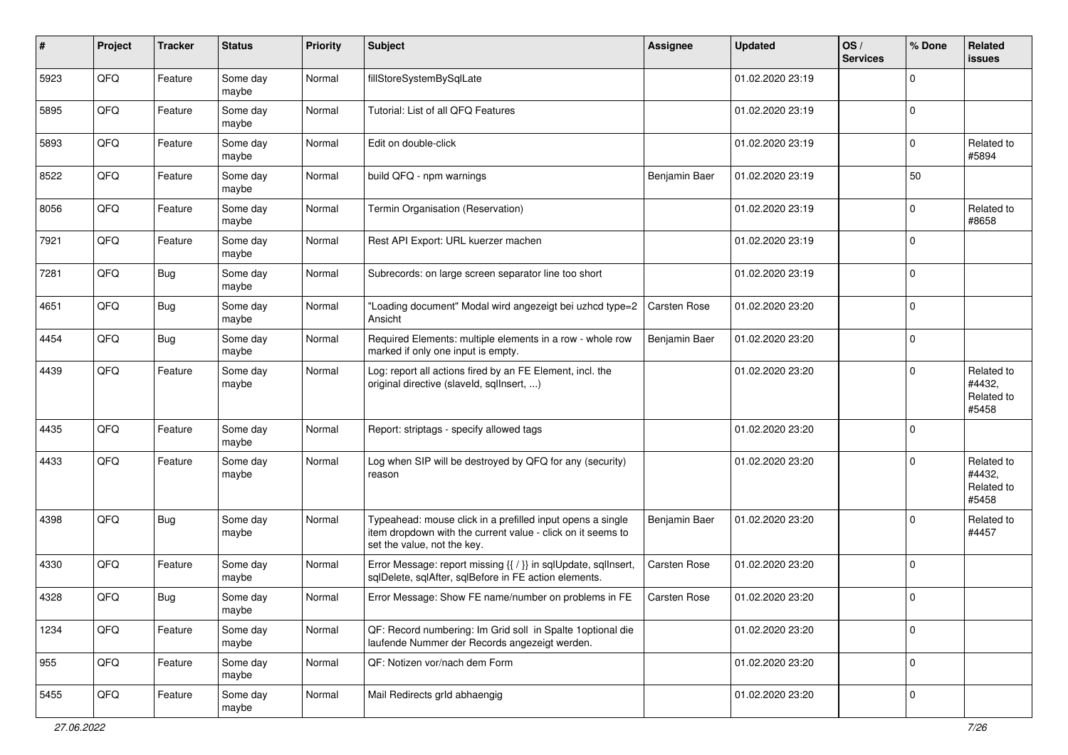| # | Project | Tracker | Status | Priority | Subject | Assignee | Updated | OS / Services | % Done | Related issues |
|---|---|---|---|---|---|---|---|---|---|---|
| 5923 | QFQ | Feature | Some day maybe | Normal | fillStoreSystemBySqlLate | | 01.02.2020 23:19 | | 0 | |
| 5895 | QFQ | Feature | Some day maybe | Normal | Tutorial: List of all QFQ Features | | 01.02.2020 23:19 | | 0 | |
| 5893 | QFQ | Feature | Some day maybe | Normal | Edit on double-click | | 01.02.2020 23:19 | | 0 | Related to #5894 |
| 8522 | QFQ | Feature | Some day maybe | Normal | build QFQ - npm warnings | Benjamin Baer | 01.02.2020 23:19 | | 50 | |
| 8056 | QFQ | Feature | Some day maybe | Normal | Termin Organisation (Reservation) | | 01.02.2020 23:19 | | 0 | Related to #8658 |
| 7921 | QFQ | Feature | Some day maybe | Normal | Rest API Export: URL kuerzer machen | | 01.02.2020 23:19 | | 0 | |
| 7281 | QFQ | Bug | Some day maybe | Normal | Subrecords: on large screen separator line too short | | 01.02.2020 23:19 | | 0 | |
| 4651 | QFQ | Bug | Some day maybe | Normal | "Loading document" Modal wird angezeigt bei uzhcd type=2 Ansicht | Carsten Rose | 01.02.2020 23:20 | | 0 | |
| 4454 | QFQ | Bug | Some day maybe | Normal | Required Elements: multiple elements in a row - whole row marked if only one input is empty. | Benjamin Baer | 01.02.2020 23:20 | | 0 | |
| 4439 | QFQ | Feature | Some day maybe | Normal | Log: report all actions fired by an FE Element, incl. the original directive (slaveId, sqlInsert, ...) | | 01.02.2020 23:20 | | 0 | Related to #4432, Related to #5458 |
| 4435 | QFQ | Feature | Some day maybe | Normal | Report: striptags - specify allowed tags | | 01.02.2020 23:20 | | 0 | |
| 4433 | QFQ | Feature | Some day maybe | Normal | Log when SIP will be destroyed by QFQ for any (security) reason | | 01.02.2020 23:20 | | 0 | Related to #4432, Related to #5458 |
| 4398 | QFQ | Bug | Some day maybe | Normal | Typeahead: mouse click in a prefilled input opens a single item dropdown with the current value - click on it seems to set the value, not the key. | Benjamin Baer | 01.02.2020 23:20 | | 0 | Related to #4457 |
| 4330 | QFQ | Feature | Some day maybe | Normal | Error Message: report missing {{ / }} in sqlUpdate, sqlInsert, sqlDelete, sqlAfter, sqlBefore in FE action elements. | Carsten Rose | 01.02.2020 23:20 | | 0 | |
| 4328 | QFQ | Bug | Some day maybe | Normal | Error Message: Show FE name/number on problems in FE | Carsten Rose | 01.02.2020 23:20 | | 0 | |
| 1234 | QFQ | Feature | Some day maybe | Normal | QF: Record numbering: Im Grid soll in Spalte 1optional die laufende Nummer der Records angezeigt werden. | | 01.02.2020 23:20 | | 0 | |
| 955 | QFQ | Feature | Some day maybe | Normal | QF: Notizen vor/nach dem Form | | 01.02.2020 23:20 | | 0 | |
| 5455 | QFQ | Feature | Some day maybe | Normal | Mail Redirects grId abhaengig | | 01.02.2020 23:20 | | 0 | |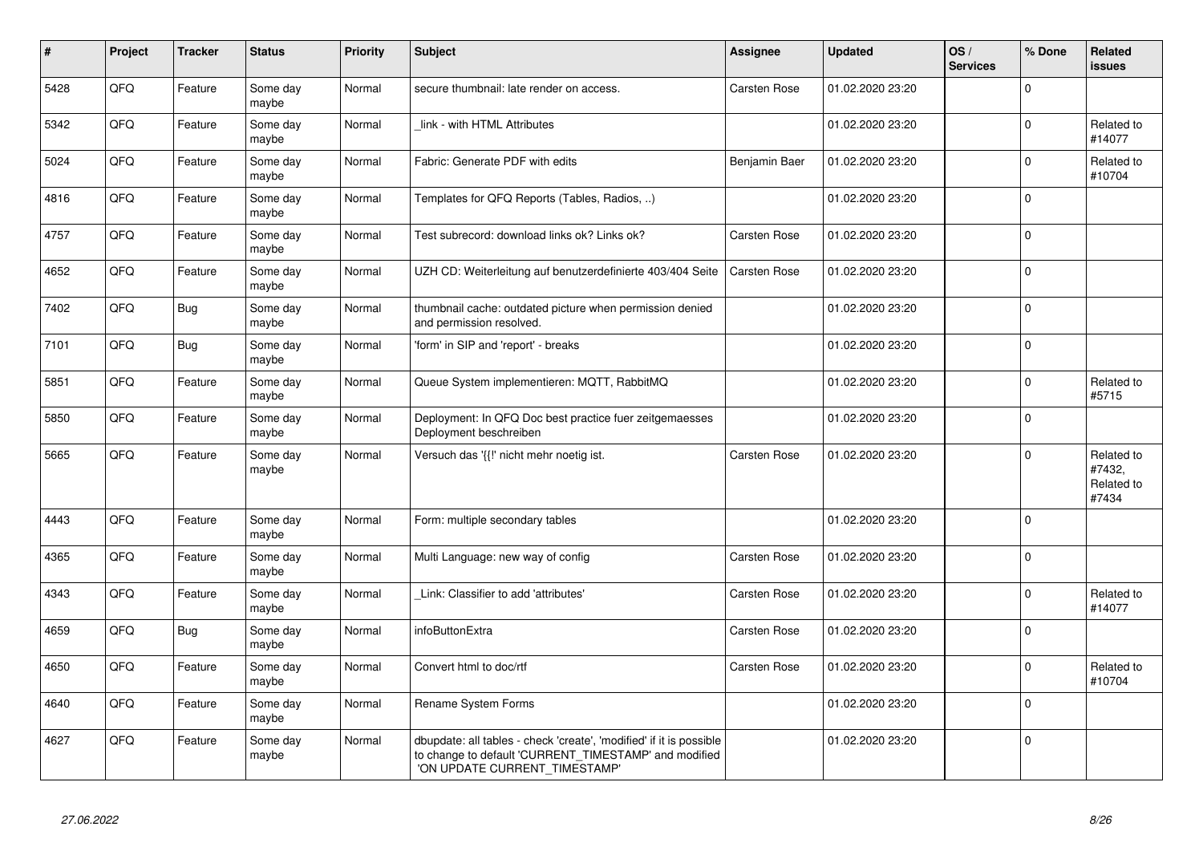| # | Project | Tracker | Status | Priority | Subject | Assignee | Updated | OS / Services | % Done | Related issues |
|---|---|---|---|---|---|---|---|---|---|---|
| 5428 | QFQ | Feature | Some day maybe | Normal | secure thumbnail: late render on access. | Carsten Rose | 01.02.2020 23:20 | | 0 | |
| 5342 | QFQ | Feature | Some day maybe | Normal | _link - with HTML Attributes | | 01.02.2020 23:20 | | 0 | Related to #14077 |
| 5024 | QFQ | Feature | Some day maybe | Normal | Fabric: Generate PDF with edits | Benjamin Baer | 01.02.2020 23:20 | | 0 | Related to #10704 |
| 4816 | QFQ | Feature | Some day maybe | Normal | Templates for QFQ Reports (Tables, Radios, ..) | | 01.02.2020 23:20 | | 0 | |
| 4757 | QFQ | Feature | Some day maybe | Normal | Test subrecord: download links ok? Links ok? | Carsten Rose | 01.02.2020 23:20 | | 0 | |
| 4652 | QFQ | Feature | Some day maybe | Normal | UZH CD: Weiterleitung auf benutzerdefinierte 403/404 Seite | Carsten Rose | 01.02.2020 23:20 | | 0 | |
| 7402 | QFQ | Bug | Some day maybe | Normal | thumbnail cache: outdated picture when permission denied and permission resolved. | | 01.02.2020 23:20 | | 0 | |
| 7101 | QFQ | Bug | Some day maybe | Normal | 'form' in SIP and 'report' - breaks | | 01.02.2020 23:20 | | 0 | |
| 5851 | QFQ | Feature | Some day maybe | Normal | Queue System implementieren: MQTT, RabbitMQ | | 01.02.2020 23:20 | | 0 | Related to #5715 |
| 5850 | QFQ | Feature | Some day maybe | Normal | Deployment: In QFQ Doc best practice fuer zeitgemaesses Deployment beschreiben | | 01.02.2020 23:20 | | 0 | |
| 5665 | QFQ | Feature | Some day maybe | Normal | Versuch das '{{!' nicht mehr noetig ist. | Carsten Rose | 01.02.2020 23:20 | | 0 | Related to #7432, Related to #7434 |
| 4443 | QFQ | Feature | Some day maybe | Normal | Form: multiple secondary tables | | 01.02.2020 23:20 | | 0 | |
| 4365 | QFQ | Feature | Some day maybe | Normal | Multi Language: new way of config | Carsten Rose | 01.02.2020 23:20 | | 0 | |
| 4343 | QFQ | Feature | Some day maybe | Normal | _Link: Classifier to add 'attributes' | Carsten Rose | 01.02.2020 23:20 | | 0 | Related to #14077 |
| 4659 | QFQ | Bug | Some day maybe | Normal | infoButtonExtra | Carsten Rose | 01.02.2020 23:20 | | 0 | |
| 4650 | QFQ | Feature | Some day maybe | Normal | Convert html to doc/rtf | Carsten Rose | 01.02.2020 23:20 | | 0 | Related to #10704 |
| 4640 | QFQ | Feature | Some day maybe | Normal | Rename System Forms | | 01.02.2020 23:20 | | 0 | |
| 4627 | QFQ | Feature | Some day maybe | Normal | dbupdate: all tables - check 'create', 'modified' if it is possible to change to default 'CURRENT_TIMESTAMP' and modified 'ON UPDATE CURRENT_TIMESTAMP' | | 01.02.2020 23:20 | | 0 | |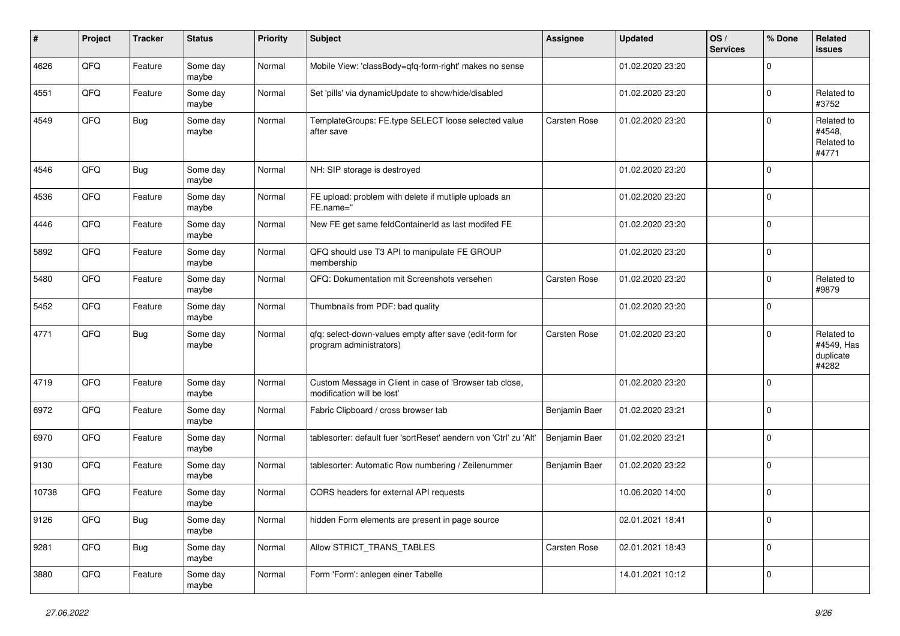| # | Project | Tracker | Status | Priority | Subject | Assignee | Updated | OS / Services | % Done | Related issues |
|---|---|---|---|---|---|---|---|---|---|---|
| 4626 | QFQ | Feature | Some day maybe | Normal | Mobile View: 'classBody=qfq-form-right' makes no sense | | 01.02.2020 23:20 | | 0 | |
| 4551 | QFQ | Feature | Some day maybe | Normal | Set 'pills' via dynamicUpdate to show/hide/disabled | | 01.02.2020 23:20 | | 0 | Related to #3752 |
| 4549 | QFQ | Bug | Some day maybe | Normal | TemplateGroups: FE.type SELECT loose selected value after save | Carsten Rose | 01.02.2020 23:20 | | 0 | Related to #4548, Related to #4771 |
| 4546 | QFQ | Bug | Some day maybe | Normal | NH: SIP storage is destroyed | | 01.02.2020 23:20 | | 0 | |
| 4536 | QFQ | Feature | Some day maybe | Normal | FE upload: problem with delete if mutliple uploads an FE.name='' | | 01.02.2020 23:20 | | 0 | |
| 4446 | QFQ | Feature | Some day maybe | Normal | New FE get same feldContainerId as last modifed FE | | 01.02.2020 23:20 | | 0 | |
| 5892 | QFQ | Feature | Some day maybe | Normal | QFQ should use T3 API to manipulate FE GROUP membership | | 01.02.2020 23:20 | | 0 | |
| 5480 | QFQ | Feature | Some day maybe | Normal | QFQ: Dokumentation mit Screenshots versehen | Carsten Rose | 01.02.2020 23:20 | | 0 | Related to #9879 |
| 5452 | QFQ | Feature | Some day maybe | Normal | Thumbnails from PDF: bad quality | | 01.02.2020 23:20 | | 0 | |
| 4771 | QFQ | Bug | Some day maybe | Normal | qfq: select-down-values empty after save (edit-form for program administrators) | Carsten Rose | 01.02.2020 23:20 | | 0 | Related to #4549, Has duplicate #4282 |
| 4719 | QFQ | Feature | Some day maybe | Normal | Custom Message in Client in case of 'Browser tab close, modification will be lost' | | 01.02.2020 23:20 | | 0 | |
| 6972 | QFQ | Feature | Some day maybe | Normal | Fabric Clipboard / cross browser tab | Benjamin Baer | 01.02.2020 23:21 | | 0 | |
| 6970 | QFQ | Feature | Some day maybe | Normal | tablesorter: default fuer 'sortReset' aendern von 'Ctrl' zu 'Alt' | Benjamin Baer | 01.02.2020 23:21 | | 0 | |
| 9130 | QFQ | Feature | Some day maybe | Normal | tablesorter: Automatic Row numbering / Zeilenummer | Benjamin Baer | 01.02.2020 23:22 | | 0 | |
| 10738 | QFQ | Feature | Some day maybe | Normal | CORS headers for external API requests | | 10.06.2020 14:00 | | 0 | |
| 9126 | QFQ | Bug | Some day maybe | Normal | hidden Form elements are present in page source | | 02.01.2021 18:41 | | 0 | |
| 9281 | QFQ | Bug | Some day maybe | Normal | Allow STRICT_TRANS_TABLES | Carsten Rose | 02.01.2021 18:43 | | 0 | |
| 3880 | QFQ | Feature | Some day maybe | Normal | Form 'Form': anlegen einer Tabelle | | 14.01.2021 10:12 | | 0 | |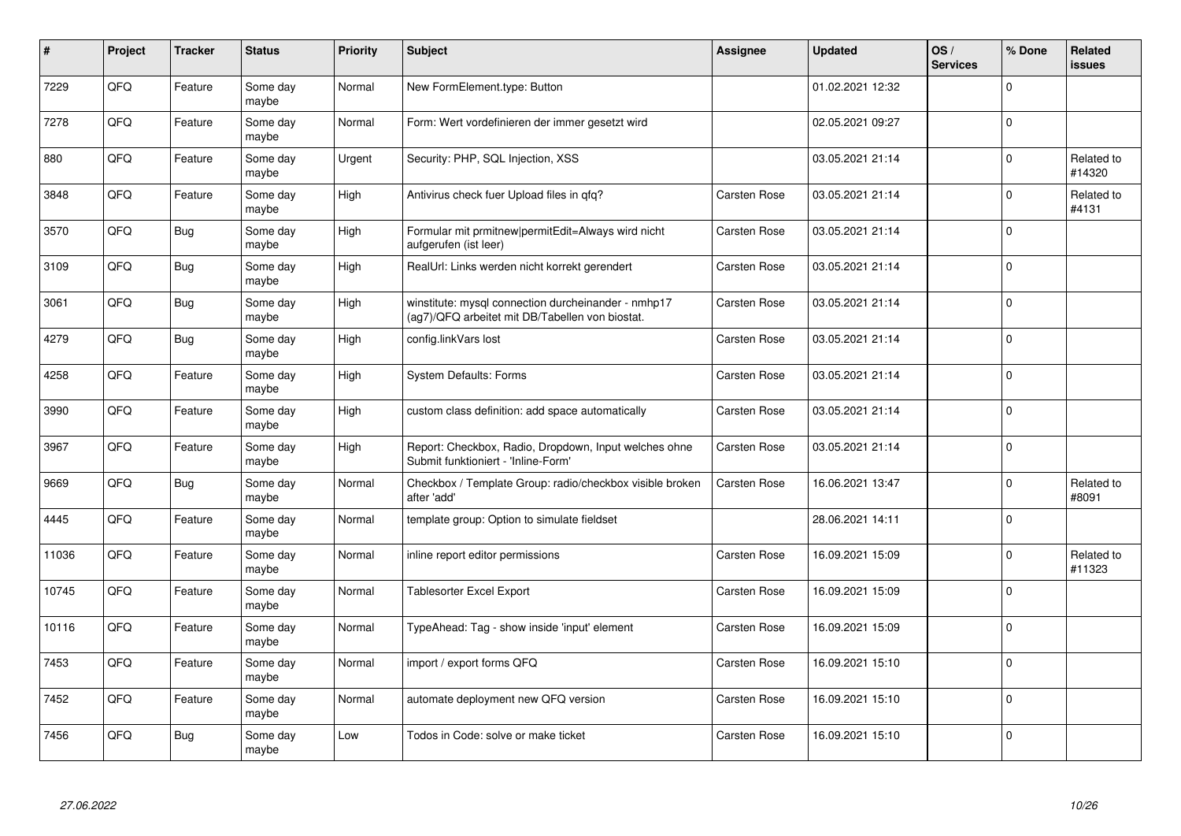| # | Project | Tracker | Status | Priority | Subject | Assignee | Updated | OS / Services | % Done | Related issues |
|---|---|---|---|---|---|---|---|---|---|---|
| 7229 | QFQ | Feature | Some day maybe | Normal | New FormElement.type: Button | | 01.02.2021 12:32 | | 0 | |
| 7278 | QFQ | Feature | Some day maybe | Normal | Form: Wert vordefinieren der immer gesetzt wird | | 02.05.2021 09:27 | | 0 | |
| 880 | QFQ | Feature | Some day maybe | Urgent | Security: PHP, SQL Injection, XSS | | 03.05.2021 21:14 | | 0 | Related to #14320 |
| 3848 | QFQ | Feature | Some day maybe | High | Antivirus check fuer Upload files in qfq? | Carsten Rose | 03.05.2021 21:14 | | 0 | Related to #4131 |
| 3570 | QFQ | Bug | Some day maybe | High | Formular mit prmitnew\|permitEdit=Always wird nicht aufgerufen (ist leer) | Carsten Rose | 03.05.2021 21:14 | | 0 | |
| 3109 | QFQ | Bug | Some day maybe | High | RealUrl: Links werden nicht korrekt gerendert | Carsten Rose | 03.05.2021 21:14 | | 0 | |
| 3061 | QFQ | Bug | Some day maybe | High | winstitute: mysql connection durcheinander - nmhp17 (ag7)/QFQ arbeitet mit DB/Tabellen von biostat. | Carsten Rose | 03.05.2021 21:14 | | 0 | |
| 4279 | QFQ | Bug | Some day maybe | High | config.linkVars lost | Carsten Rose | 03.05.2021 21:14 | | 0 | |
| 4258 | QFQ | Feature | Some day maybe | High | System Defaults: Forms | Carsten Rose | 03.05.2021 21:14 | | 0 | |
| 3990 | QFQ | Feature | Some day maybe | High | custom class definition: add space automatically | Carsten Rose | 03.05.2021 21:14 | | 0 | |
| 3967 | QFQ | Feature | Some day maybe | High | Report: Checkbox, Radio, Dropdown, Input welches ohne Submit funktioniert - 'Inline-Form' | Carsten Rose | 03.05.2021 21:14 | | 0 | |
| 9669 | QFQ | Bug | Some day maybe | Normal | Checkbox / Template Group: radio/checkbox visible broken after 'add' | Carsten Rose | 16.06.2021 13:47 | | 0 | Related to #8091 |
| 4445 | QFQ | Feature | Some day maybe | Normal | template group: Option to simulate fieldset | | 28.06.2021 14:11 | | 0 | |
| 11036 | QFQ | Feature | Some day maybe | Normal | inline report editor permissions | Carsten Rose | 16.09.2021 15:09 | | 0 | Related to #11323 |
| 10745 | QFQ | Feature | Some day maybe | Normal | Tablesorter Excel Export | Carsten Rose | 16.09.2021 15:09 | | 0 | |
| 10116 | QFQ | Feature | Some day maybe | Normal | TypeAhead: Tag - show inside 'input' element | Carsten Rose | 16.09.2021 15:09 | | 0 | |
| 7453 | QFQ | Feature | Some day maybe | Normal | import / export forms QFQ | Carsten Rose | 16.09.2021 15:10 | | 0 | |
| 7452 | QFQ | Feature | Some day maybe | Normal | automate deployment new QFQ version | Carsten Rose | 16.09.2021 15:10 | | 0 | |
| 7456 | QFQ | Bug | Some day maybe | Low | Todos in Code: solve or make ticket | Carsten Rose | 16.09.2021 15:10 | | 0 | |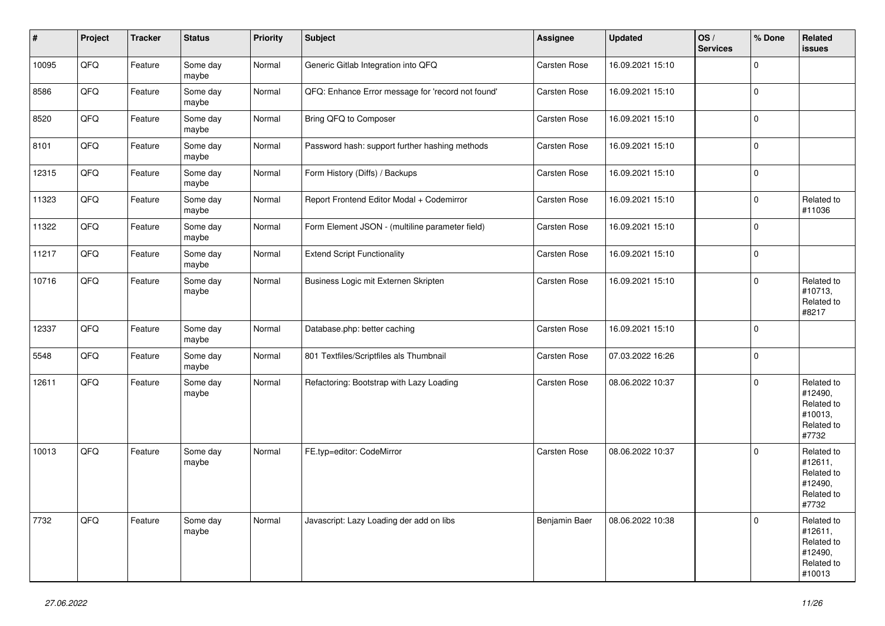| # | Project | Tracker | Status | Priority | Subject | Assignee | Updated | OS / Services | % Done | Related issues |
|---|---|---|---|---|---|---|---|---|---|---|
| 10095 | QFQ | Feature | Some day maybe | Normal | Generic Gitlab Integration into QFQ | Carsten Rose | 16.09.2021 15:10 | | 0 | |
| 8586 | QFQ | Feature | Some day maybe | Normal | QFQ: Enhance Error message for 'record not found' | Carsten Rose | 16.09.2021 15:10 | | 0 | |
| 8520 | QFQ | Feature | Some day maybe | Normal | Bring QFQ to Composer | Carsten Rose | 16.09.2021 15:10 | | 0 | |
| 8101 | QFQ | Feature | Some day maybe | Normal | Password hash: support further hashing methods | Carsten Rose | 16.09.2021 15:10 | | 0 | |
| 12315 | QFQ | Feature | Some day maybe | Normal | Form History (Diffs) / Backups | Carsten Rose | 16.09.2021 15:10 | | 0 | |
| 11323 | QFQ | Feature | Some day maybe | Normal | Report Frontend Editor Modal + Codemirror | Carsten Rose | 16.09.2021 15:10 | | 0 | Related to #11036 |
| 11322 | QFQ | Feature | Some day maybe | Normal | Form Element JSON - (multiline parameter field) | Carsten Rose | 16.09.2021 15:10 | | 0 | |
| 11217 | QFQ | Feature | Some day maybe | Normal | Extend Script Functionality | Carsten Rose | 16.09.2021 15:10 | | 0 | |
| 10716 | QFQ | Feature | Some day maybe | Normal | Business Logic mit Externen Skripten | Carsten Rose | 16.09.2021 15:10 | | 0 | Related to #10713, Related to #8217 |
| 12337 | QFQ | Feature | Some day maybe | Normal | Database.php: better caching | Carsten Rose | 16.09.2021 15:10 | | 0 | |
| 5548 | QFQ | Feature | Some day maybe | Normal | 801 Textfiles/Scriptfiles als Thumbnail | Carsten Rose | 07.03.2022 16:26 | | 0 | |
| 12611 | QFQ | Feature | Some day maybe | Normal | Refactoring: Bootstrap with Lazy Loading | Carsten Rose | 08.06.2022 10:37 | | 0 | Related to #12490, Related to #10013, Related to #7732 |
| 10013 | QFQ | Feature | Some day maybe | Normal | FE.typ=editor: CodeMirror | Carsten Rose | 08.06.2022 10:37 | | 0 | Related to #12611, Related to #12490, Related to #7732 |
| 7732 | QFQ | Feature | Some day maybe | Normal | Javascript: Lazy Loading der add on libs | Benjamin Baer | 08.06.2022 10:38 | | 0 | Related to #12611, Related to #12490, Related to #10013 |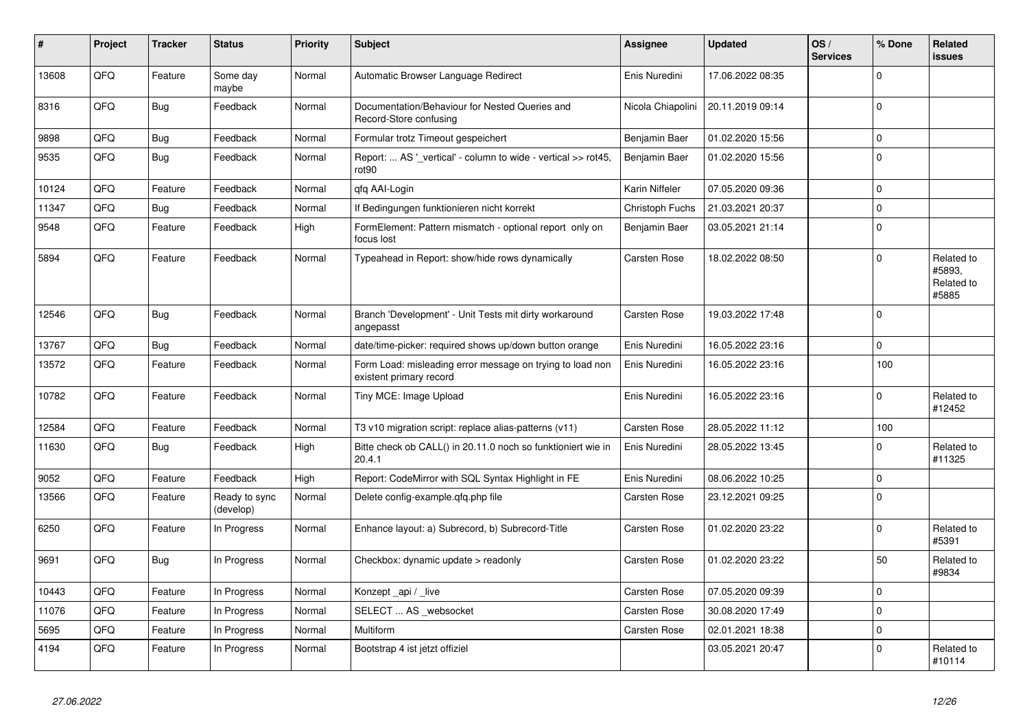| # | Project | Tracker | Status | Priority | Subject | Assignee | Updated | OS / Services | % Done | Related issues |
|---|---|---|---|---|---|---|---|---|---|---|
| 13608 | QFQ | Feature | Some day maybe | Normal | Automatic Browser Language Redirect | Enis Nuredini | 17.06.2022 08:35 | | 0 | |
| 8316 | QFQ | Bug | Feedback | Normal | Documentation/Behaviour for Nested Queries and Record-Store confusing | Nicola Chiapolini | 20.11.2019 09:14 | | 0 | |
| 9898 | QFQ | Bug | Feedback | Normal | Formular trotz Timeout gespeichert | Benjamin Baer | 01.02.2020 15:56 | | 0 | |
| 9535 | QFQ | Bug | Feedback | Normal | Report: ... AS '_vertical' - column to wide - vertical >> rot45, rot90 | Benjamin Baer | 01.02.2020 15:56 | | 0 | |
| 10124 | QFQ | Feature | Feedback | Normal | qfq AAI-Login | Karin Niffeler | 07.05.2020 09:36 | | 0 | |
| 11347 | QFQ | Bug | Feedback | Normal | If Bedingungen funktionieren nicht korrekt | Christoph Fuchs | 21.03.2021 20:37 | | 0 | |
| 9548 | QFQ | Feature | Feedback | High | FormElement: Pattern mismatch - optional report only on focus lost | Benjamin Baer | 03.05.2021 21:14 | | 0 | |
| 5894 | QFQ | Feature | Feedback | Normal | Typeahead in Report: show/hide rows dynamically | Carsten Rose | 18.02.2022 08:50 | | 0 | Related to #5893, Related to #5885 |
| 12546 | QFQ | Bug | Feedback | Normal | Branch 'Development' - Unit Tests mit dirty workaround angepasst | Carsten Rose | 19.03.2022 17:48 | | 0 | |
| 13767 | QFQ | Bug | Feedback | Normal | date/time-picker: required shows up/down button orange | Enis Nuredini | 16.05.2022 23:16 | | 0 | |
| 13572 | QFQ | Feature | Feedback | Normal | Form Load: misleading error message on trying to load non existent primary record | Enis Nuredini | 16.05.2022 23:16 | | 100 | |
| 10782 | QFQ | Feature | Feedback | Normal | Tiny MCE: Image Upload | Enis Nuredini | 16.05.2022 23:16 | | 0 | Related to #12452 |
| 12584 | QFQ | Feature | Feedback | Normal | T3 v10 migration script: replace alias-patterns (v11) | Carsten Rose | 28.05.2022 11:12 | | 100 | |
| 11630 | QFQ | Bug | Feedback | High | Bitte check ob CALL() in 20.11.0 noch so funktioniert wie in 20.4.1 | Enis Nuredini | 28.05.2022 13:45 | | 0 | Related to #11325 |
| 9052 | QFQ | Feature | Feedback | High | Report: CodeMirror with SQL Syntax Highlight in FE | Enis Nuredini | 08.06.2022 10:25 | | 0 | |
| 13566 | QFQ | Feature | Ready to sync (develop) | Normal | Delete config-example.qfq.php file | Carsten Rose | 23.12.2021 09:25 | | 0 | |
| 6250 | QFQ | Feature | In Progress | Normal | Enhance layout: a) Subrecord, b) Subrecord-Title | Carsten Rose | 01.02.2020 23:22 | | 0 | Related to #5391 |
| 9691 | QFQ | Bug | In Progress | Normal | Checkbox: dynamic update > readonly | Carsten Rose | 01.02.2020 23:22 | | 50 | Related to #9834 |
| 10443 | QFQ | Feature | In Progress | Normal | Konzept _api / _live | Carsten Rose | 07.05.2020 09:39 | | 0 | |
| 11076 | QFQ | Feature | In Progress | Normal | SELECT ... AS _websocket | Carsten Rose | 30.08.2020 17:49 | | 0 | |
| 5695 | QFQ | Feature | In Progress | Normal | Multiform | Carsten Rose | 02.01.2021 18:38 | | 0 | |
| 4194 | QFQ | Feature | In Progress | Normal | Bootstrap 4 ist jetzt offiziel | | 03.05.2021 20:47 | | 0 | Related to #10114 |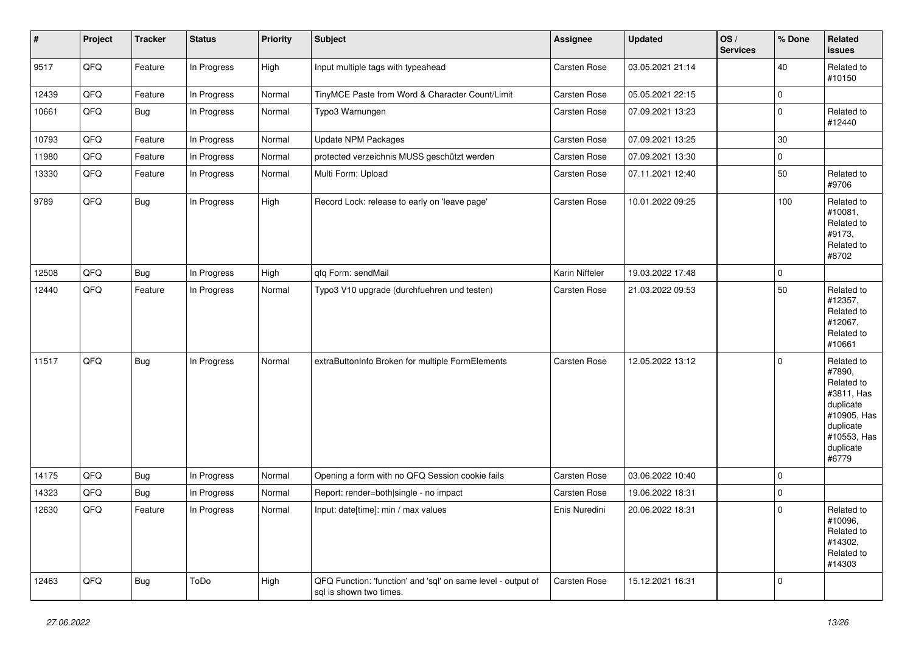| # | Project | Tracker | Status | Priority | Subject | Assignee | Updated | OS / Services | % Done | Related issues |
|---|---|---|---|---|---|---|---|---|---|---|
| 9517 | QFQ | Feature | In Progress | High | Input multiple tags with typeahead | Carsten Rose | 03.05.2021 21:14 | | 40 | Related to #10150 |
| 12439 | QFQ | Feature | In Progress | Normal | TinyMCE Paste from Word & Character Count/Limit | Carsten Rose | 05.05.2021 22:15 | | 0 | |
| 10661 | QFQ | Bug | In Progress | Normal | Typo3 Warnungen | Carsten Rose | 07.09.2021 13:23 | | 0 | Related to #12440 |
| 10793 | QFQ | Feature | In Progress | Normal | Update NPM Packages | Carsten Rose | 07.09.2021 13:25 | | 30 | |
| 11980 | QFQ | Feature | In Progress | Normal | protected verzeichnis MUSS geschützt werden | Carsten Rose | 07.09.2021 13:30 | | 0 | |
| 13330 | QFQ | Feature | In Progress | Normal | Multi Form: Upload | Carsten Rose | 07.11.2021 12:40 | | 50 | Related to #9706 |
| 9789 | QFQ | Bug | In Progress | High | Record Lock: release to early on 'leave page' | Carsten Rose | 10.01.2022 09:25 | | 100 | Related to #10081, Related to #9173, Related to #8702 |
| 12508 | QFQ | Bug | In Progress | High | qfq Form: sendMail | Karin Niffeler | 19.03.2022 17:48 | | 0 | |
| 12440 | QFQ | Feature | In Progress | Normal | Typo3 V10 upgrade (durchfuehren und testen) | Carsten Rose | 21.03.2022 09:53 | | 50 | Related to #12357, Related to #12067, Related to #10661 |
| 11517 | QFQ | Bug | In Progress | Normal | extraButtonInfo Broken for multiple FormElements | Carsten Rose | 12.05.2022 13:12 | | 0 | Related to #7890, Related to #3811, Has duplicate #10905, Has duplicate #10553, Has duplicate #6779 |
| 14175 | QFQ | Bug | In Progress | Normal | Opening a form with no QFQ Session cookie fails | Carsten Rose | 03.06.2022 10:40 | | 0 | |
| 14323 | QFQ | Bug | In Progress | Normal | Report: render=both\|single - no impact | Carsten Rose | 19.06.2022 18:31 | | 0 | |
| 12630 | QFQ | Feature | In Progress | Normal | Input: date[time]: min / max values | Enis Nuredini | 20.06.2022 18:31 | | 0 | Related to #10096, Related to #14302, Related to #14303 |
| 12463 | QFQ | Bug | ToDo | High | QFQ Function: 'function' and 'sql' on same level - output of sql is shown two times. | Carsten Rose | 15.12.2021 16:31 | | 0 | |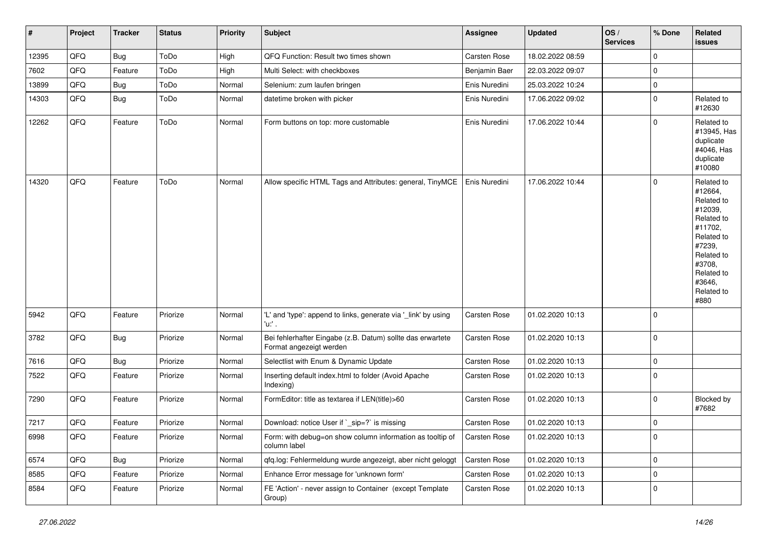| # | Project | Tracker | Status | Priority | Subject | Assignee | Updated | OS / Services | % Done | Related issues |
|---|---|---|---|---|---|---|---|---|---|---|
| 12395 | QFQ | Bug | ToDo | High | QFQ Function: Result two times shown | Carsten Rose | 18.02.2022 08:59 | | 0 | |
| 7602 | QFQ | Feature | ToDo | High | Multi Select: with checkboxes | Benjamin Baer | 22.03.2022 09:07 | | 0 | |
| 13899 | QFQ | Bug | ToDo | Normal | Selenium: zum laufen bringen | Enis Nuredini | 25.03.2022 10:24 | | 0 | |
| 14303 | QFQ | Bug | ToDo | Normal | datetime broken with picker | Enis Nuredini | 17.06.2022 09:02 | | 0 | Related to #12630 |
| 12262 | QFQ | Feature | ToDo | Normal | Form buttons on top: more customable | Enis Nuredini | 17.06.2022 10:44 | | 0 | Related to #13945, Has duplicate #4046, Has duplicate #10080 |
| 14320 | QFQ | Feature | ToDo | Normal | Allow specific HTML Tags and Attributes: general, TinyMCE | Enis Nuredini | 17.06.2022 10:44 | | 0 | Related to #12664, Related to #12039, Related to #11702, Related to #7239, Related to #3708, Related to #3646, Related to #880 |
| 5942 | QFQ | Feature | Priorize | Normal | 'L' and 'type': append to links, generate via '_link' by using 'u:' . | Carsten Rose | 01.02.2020 10:13 | | 0 | |
| 3782 | QFQ | Bug | Priorize | Normal | Bei fehlerhafter Eingabe (z.B. Datum) sollte das erwartete Format angezeigt werden | Carsten Rose | 01.02.2020 10:13 | | 0 | |
| 7616 | QFQ | Bug | Priorize | Normal | Selectlist with Enum & Dynamic Update | Carsten Rose | 01.02.2020 10:13 | | 0 | |
| 7522 | QFQ | Feature | Priorize | Normal | Inserting default index.html to folder (Avoid Apache Indexing) | Carsten Rose | 01.02.2020 10:13 | | 0 | |
| 7290 | QFQ | Feature | Priorize | Normal | FormEditor: title as textarea if LEN(title)>60 | Carsten Rose | 01.02.2020 10:13 | | 0 | Blocked by #7682 |
| 7217 | QFQ | Feature | Priorize | Normal | Download: notice User if `_sip=?` is missing | Carsten Rose | 01.02.2020 10:13 | | 0 | |
| 6998 | QFQ | Feature | Priorize | Normal | Form: with debug=on show column information as tooltip of column label | Carsten Rose | 01.02.2020 10:13 | | 0 | |
| 6574 | QFQ | Bug | Priorize | Normal | qfq.log: Fehlermeldung wurde angezeigt, aber nicht geloggt | Carsten Rose | 01.02.2020 10:13 | | 0 | |
| 8585 | QFQ | Feature | Priorize | Normal | Enhance Error message for 'unknown form' | Carsten Rose | 01.02.2020 10:13 | | 0 | |
| 8584 | QFQ | Feature | Priorize | Normal | FE 'Action' - never assign to Container (except Template Group) | Carsten Rose | 01.02.2020 10:13 | | 0 | |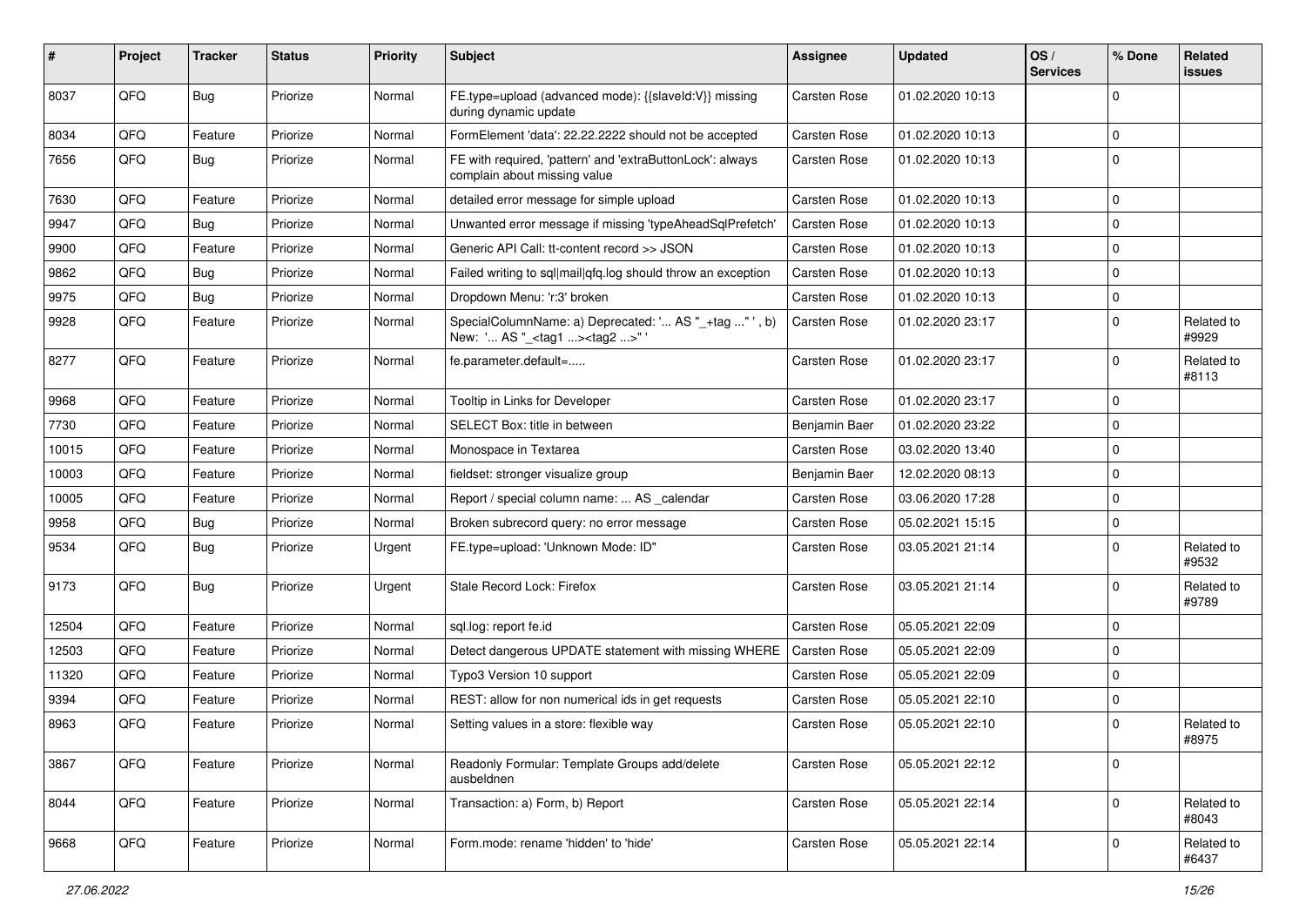| # | Project | Tracker | Status | Priority | Subject | Assignee | Updated | OS / Services | % Done | Related issues |
|---|---|---|---|---|---|---|---|---|---|---|
| 8037 | QFQ | Bug | Priorize | Normal | FE.type=upload (advanced mode): {{slaveId:V}} missing during dynamic update | Carsten Rose | 01.02.2020 10:13 | | 0 | |
| 8034 | QFQ | Feature | Priorize | Normal | FormElement 'data': 22.22.2222 should not be accepted | Carsten Rose | 01.02.2020 10:13 | | 0 | |
| 7656 | QFQ | Bug | Priorize | Normal | FE with required, 'pattern' and 'extraButtonLock': always complain about missing value | Carsten Rose | 01.02.2020 10:13 | | 0 | |
| 7630 | QFQ | Feature | Priorize | Normal | detailed error message for simple upload | Carsten Rose | 01.02.2020 10:13 | | 0 | |
| 9947 | QFQ | Bug | Priorize | Normal | Unwanted error message if missing 'typeAheadSqlPrefetch' | Carsten Rose | 01.02.2020 10:13 | | 0 | |
| 9900 | QFQ | Feature | Priorize | Normal | Generic API Call: tt-content record >> JSON | Carsten Rose | 01.02.2020 10:13 | | 0 | |
| 9862 | QFQ | Bug | Priorize | Normal | Failed writing to sql\|mail\|qfq.log should throw an exception | Carsten Rose | 01.02.2020 10:13 | | 0 | |
| 9975 | QFQ | Bug | Priorize | Normal | Dropdown Menu: 'r:3' broken | Carsten Rose | 01.02.2020 10:13 | | 0 | |
| 9928 | QFQ | Feature | Priorize | Normal | SpecialColumnName: a) Deprecated: '... AS "_+tag ..." ' , b) New: '... AS "_<tag1 ...><tag2 ...>" ' | Carsten Rose | 01.02.2020 23:17 | | 0 | Related to #9929 |
| 8277 | QFQ | Feature | Priorize | Normal | fe.parameter.default=..... | Carsten Rose | 01.02.2020 23:17 | | 0 | Related to #8113 |
| 9968 | QFQ | Feature | Priorize | Normal | Tooltip in Links for Developer | Carsten Rose | 01.02.2020 23:17 | | 0 | |
| 7730 | QFQ | Feature | Priorize | Normal | SELECT Box: title in between | Benjamin Baer | 01.02.2020 23:22 | | 0 | |
| 10015 | QFQ | Feature | Priorize | Normal | Monospace in Textarea | Carsten Rose | 03.02.2020 13:40 | | 0 | |
| 10003 | QFQ | Feature | Priorize | Normal | fieldset: stronger visualize group | Benjamin Baer | 12.02.2020 08:13 | | 0 | |
| 10005 | QFQ | Feature | Priorize | Normal | Report / special column name: ... AS _calendar | Carsten Rose | 03.06.2020 17:28 | | 0 | |
| 9958 | QFQ | Bug | Priorize | Normal | Broken subrecord query: no error message | Carsten Rose | 05.02.2021 15:15 | | 0 | |
| 9534 | QFQ | Bug | Priorize | Urgent | FE.type=upload: 'Unknown Mode: ID" | Carsten Rose | 03.05.2021 21:14 | | 0 | Related to #9532 |
| 9173 | QFQ | Bug | Priorize | Urgent | Stale Record Lock: Firefox | Carsten Rose | 03.05.2021 21:14 | | 0 | Related to #9789 |
| 12504 | QFQ | Feature | Priorize | Normal | sql.log: report fe.id | Carsten Rose | 05.05.2021 22:09 | | 0 | |
| 12503 | QFQ | Feature | Priorize | Normal | Detect dangerous UPDATE statement with missing WHERE | Carsten Rose | 05.05.2021 22:09 | | 0 | |
| 11320 | QFQ | Feature | Priorize | Normal | Typo3 Version 10 support | Carsten Rose | 05.05.2021 22:09 | | 0 | |
| 9394 | QFQ | Feature | Priorize | Normal | REST: allow for non numerical ids in get requests | Carsten Rose | 05.05.2021 22:10 | | 0 | |
| 8963 | QFQ | Feature | Priorize | Normal | Setting values in a store: flexible way | Carsten Rose | 05.05.2021 22:10 | | 0 | Related to #8975 |
| 3867 | QFQ | Feature | Priorize | Normal | Readonly Formular: Template Groups add/delete ausbeldnen | Carsten Rose | 05.05.2021 22:12 | | 0 | |
| 8044 | QFQ | Feature | Priorize | Normal | Transaction: a) Form, b) Report | Carsten Rose | 05.05.2021 22:14 | | 0 | Related to #8043 |
| 9668 | QFQ | Feature | Priorize | Normal | Form.mode: rename 'hidden' to 'hide' | Carsten Rose | 05.05.2021 22:14 | | 0 | Related to #6437 |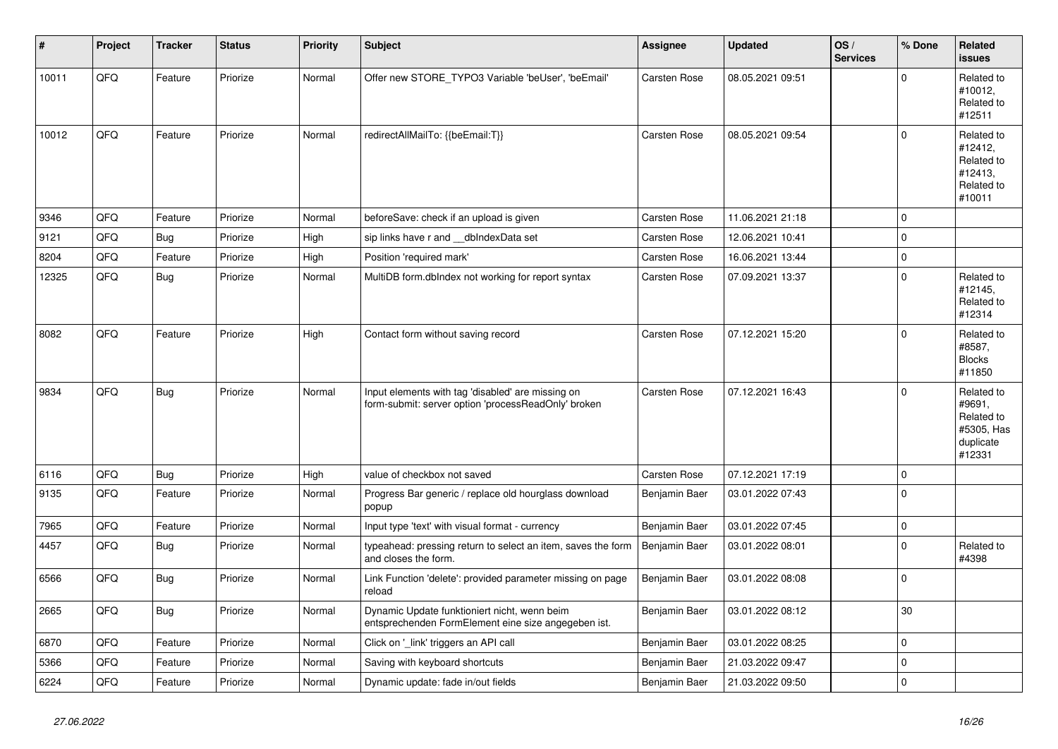| # | Project | Tracker | Status | Priority | Subject | Assignee | Updated | OS / Services | % Done | Related issues |
|---|---|---|---|---|---|---|---|---|---|---|
| 10011 | QFQ | Feature | Priorize | Normal | Offer new STORE_TYPO3 Variable 'beUser', 'beEmail' | Carsten Rose | 08.05.2021 09:51 | | 0 | Related to #10012, Related to #12511 |
| 10012 | QFQ | Feature | Priorize | Normal | redirectAllMailTo: {{beEmail:T}} | Carsten Rose | 08.05.2021 09:54 | | 0 | Related to #12412, Related to #12413, Related to #10011 |
| 9346 | QFQ | Feature | Priorize | Normal | beforeSave: check if an upload is given | Carsten Rose | 11.06.2021 21:18 | | 0 | |
| 9121 | QFQ | Bug | Priorize | High | sip links have r and __dbIndexData set | Carsten Rose | 12.06.2021 10:41 | | 0 | |
| 8204 | QFQ | Feature | Priorize | High | Position 'required mark' | Carsten Rose | 16.06.2021 13:44 | | 0 | |
| 12325 | QFQ | Bug | Priorize | Normal | MultiDB form.dbIndex not working for report syntax | Carsten Rose | 07.09.2021 13:37 | | 0 | Related to #12145, Related to #12314 |
| 8082 | QFQ | Feature | Priorize | High | Contact form without saving record | Carsten Rose | 07.12.2021 15:20 | | 0 | Related to #8587, Blocks #11850 |
| 9834 | QFQ | Bug | Priorize | Normal | Input elements with tag 'disabled' are missing on form-submit: server option 'processReadOnly' broken | Carsten Rose | 07.12.2021 16:43 | | 0 | Related to #9691, Related to #5305, Has duplicate #12331 |
| 6116 | QFQ | Bug | Priorize | High | value of checkbox not saved | Carsten Rose | 07.12.2021 17:19 | | 0 | |
| 9135 | QFQ | Feature | Priorize | Normal | Progress Bar generic / replace old hourglass download popup | Benjamin Baer | 03.01.2022 07:43 | | 0 | |
| 7965 | QFQ | Feature | Priorize | Normal | Input type 'text' with visual format - currency | Benjamin Baer | 03.01.2022 07:45 | | 0 | |
| 4457 | QFQ | Bug | Priorize | Normal | typeahead: pressing return to select an item, saves the form and closes the form. | Benjamin Baer | 03.01.2022 08:01 | | 0 | Related to #4398 |
| 6566 | QFQ | Bug | Priorize | Normal | Link Function 'delete': provided parameter missing on page reload | Benjamin Baer | 03.01.2022 08:08 | | 0 | |
| 2665 | QFQ | Bug | Priorize | Normal | Dynamic Update funktioniert nicht, wenn beim entsprechenden FormElement eine size angegeben ist. | Benjamin Baer | 03.01.2022 08:12 | | 30 | |
| 6870 | QFQ | Feature | Priorize | Normal | Click on '_link' triggers an API call | Benjamin Baer | 03.01.2022 08:25 | | 0 | |
| 5366 | QFQ | Feature | Priorize | Normal | Saving with keyboard shortcuts | Benjamin Baer | 21.03.2022 09:47 | | 0 | |
| 6224 | QFQ | Feature | Priorize | Normal | Dynamic update: fade in/out fields | Benjamin Baer | 21.03.2022 09:50 | | 0 | |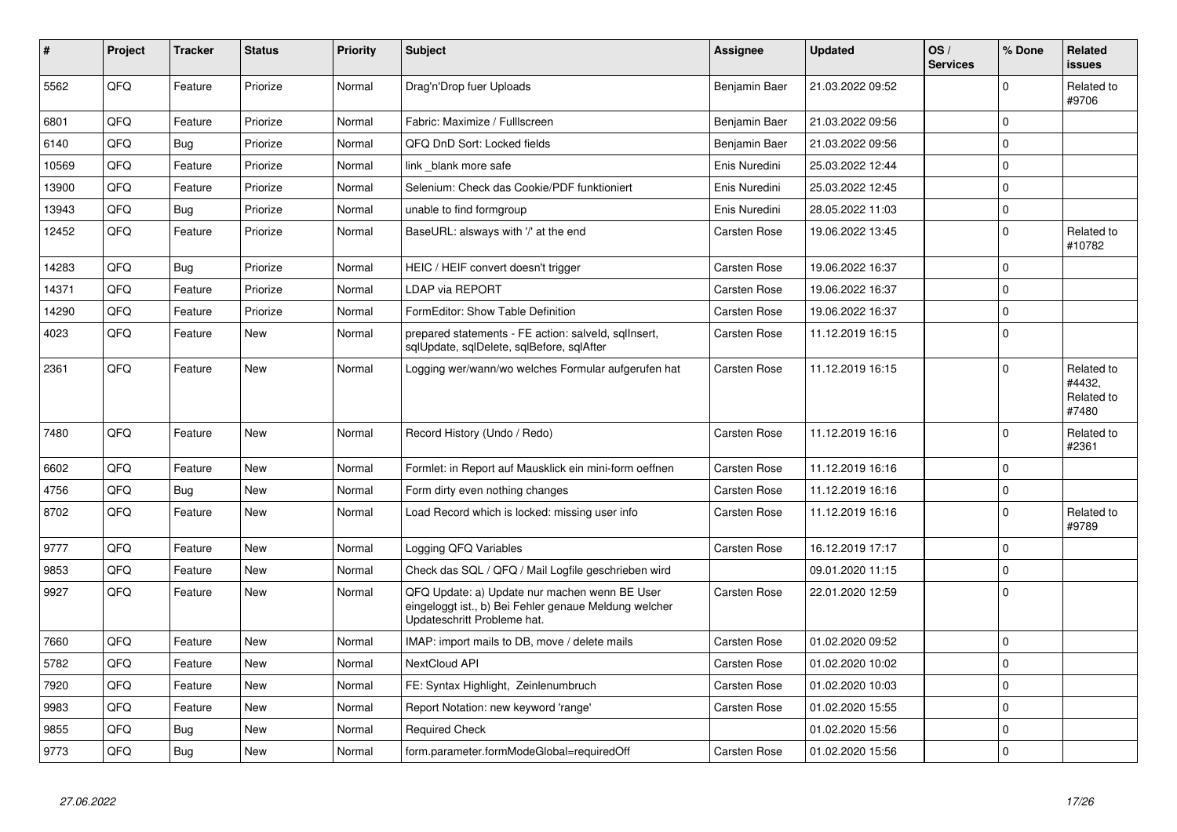| # | Project | Tracker | Status | Priority | Subject | Assignee | Updated | OS / Services | % Done | Related issues |
|---|---|---|---|---|---|---|---|---|---|---|
| 5562 | QFQ | Feature | Priorize | Normal | Drag'n'Drop fuer Uploads | Benjamin Baer | 21.03.2022 09:52 | | 0 | Related to #9706 |
| 6801 | QFQ | Feature | Priorize | Normal | Fabric: Maximize / Fulllscreen | Benjamin Baer | 21.03.2022 09:56 | | 0 | |
| 6140 | QFQ | Bug | Priorize | Normal | QFQ DnD Sort: Locked fields | Benjamin Baer | 21.03.2022 09:56 | | 0 | |
| 10569 | QFQ | Feature | Priorize | Normal | link _blank more safe | Enis Nuredini | 25.03.2022 12:44 | | 0 | |
| 13900 | QFQ | Feature | Priorize | Normal | Selenium: Check das Cookie/PDF funktioniert | Enis Nuredini | 25.03.2022 12:45 | | 0 | |
| 13943 | QFQ | Bug | Priorize | Normal | unable to find formgroup | Enis Nuredini | 28.05.2022 11:03 | | 0 | |
| 12452 | QFQ | Feature | Priorize | Normal | BaseURL: alsways with '/' at the end | Carsten Rose | 19.06.2022 13:45 | | 0 | Related to #10782 |
| 14283 | QFQ | Bug | Priorize | Normal | HEIC / HEIF convert doesn't trigger | Carsten Rose | 19.06.2022 16:37 | | 0 | |
| 14371 | QFQ | Feature | Priorize | Normal | LDAP via REPORT | Carsten Rose | 19.06.2022 16:37 | | 0 | |
| 14290 | QFQ | Feature | Priorize | Normal | FormEditor: Show Table Definition | Carsten Rose | 19.06.2022 16:37 | | 0 | |
| 4023 | QFQ | Feature | New | Normal | prepared statements - FE action: salveld, sqlInsert, sqlUpdate, sqlDelete, sqlBefore, sqlAfter | Carsten Rose | 11.12.2019 16:15 | | 0 | |
| 2361 | QFQ | Feature | New | Normal | Logging wer/wann/wo welches Formular aufgerufen hat | Carsten Rose | 11.12.2019 16:15 | | 0 | Related to #4432, Related to #7480 |
| 7480 | QFQ | Feature | New | Normal | Record History (Undo / Redo) | Carsten Rose | 11.12.2019 16:16 | | 0 | Related to #2361 |
| 6602 | QFQ | Feature | New | Normal | Formlet: in Report auf Mausklick ein mini-form oeffnen | Carsten Rose | 11.12.2019 16:16 | | 0 | |
| 4756 | QFQ | Bug | New | Normal | Form dirty even nothing changes | Carsten Rose | 11.12.2019 16:16 | | 0 | |
| 8702 | QFQ | Feature | New | Normal | Load Record which is locked: missing user info | Carsten Rose | 11.12.2019 16:16 | | 0 | Related to #9789 |
| 9777 | QFQ | Feature | New | Normal | Logging QFQ Variables | Carsten Rose | 16.12.2019 17:17 | | 0 | |
| 9853 | QFQ | Feature | New | Normal | Check das SQL / QFQ / Mail Logfile geschrieben wird | | 09.01.2020 11:15 | | 0 | |
| 9927 | QFQ | Feature | New | Normal | QFQ Update: a) Update nur machen wenn BE User eingeloggt ist., b) Bei Fehler genaue Meldung welcher Updateschritt Probleme hat. | Carsten Rose | 22.01.2020 12:59 | | 0 | |
| 7660 | QFQ | Feature | New | Normal | IMAP: import mails to DB, move / delete mails | Carsten Rose | 01.02.2020 09:52 | | 0 | |
| 5782 | QFQ | Feature | New | Normal | NextCloud API | Carsten Rose | 01.02.2020 10:02 | | 0 | |
| 7920 | QFQ | Feature | New | Normal | FE: Syntax Highlight, Zeinlenumbruch | Carsten Rose | 01.02.2020 10:03 | | 0 | |
| 9983 | QFQ | Feature | New | Normal | Report Notation: new keyword 'range' | Carsten Rose | 01.02.2020 15:55 | | 0 | |
| 9855 | QFQ | Bug | New | Normal | Required Check | | 01.02.2020 15:56 | | 0 | |
| 9773 | QFQ | Bug | New | Normal | form.parameter.formModeGlobal=requiredOff | Carsten Rose | 01.02.2020 15:56 | | 0 | |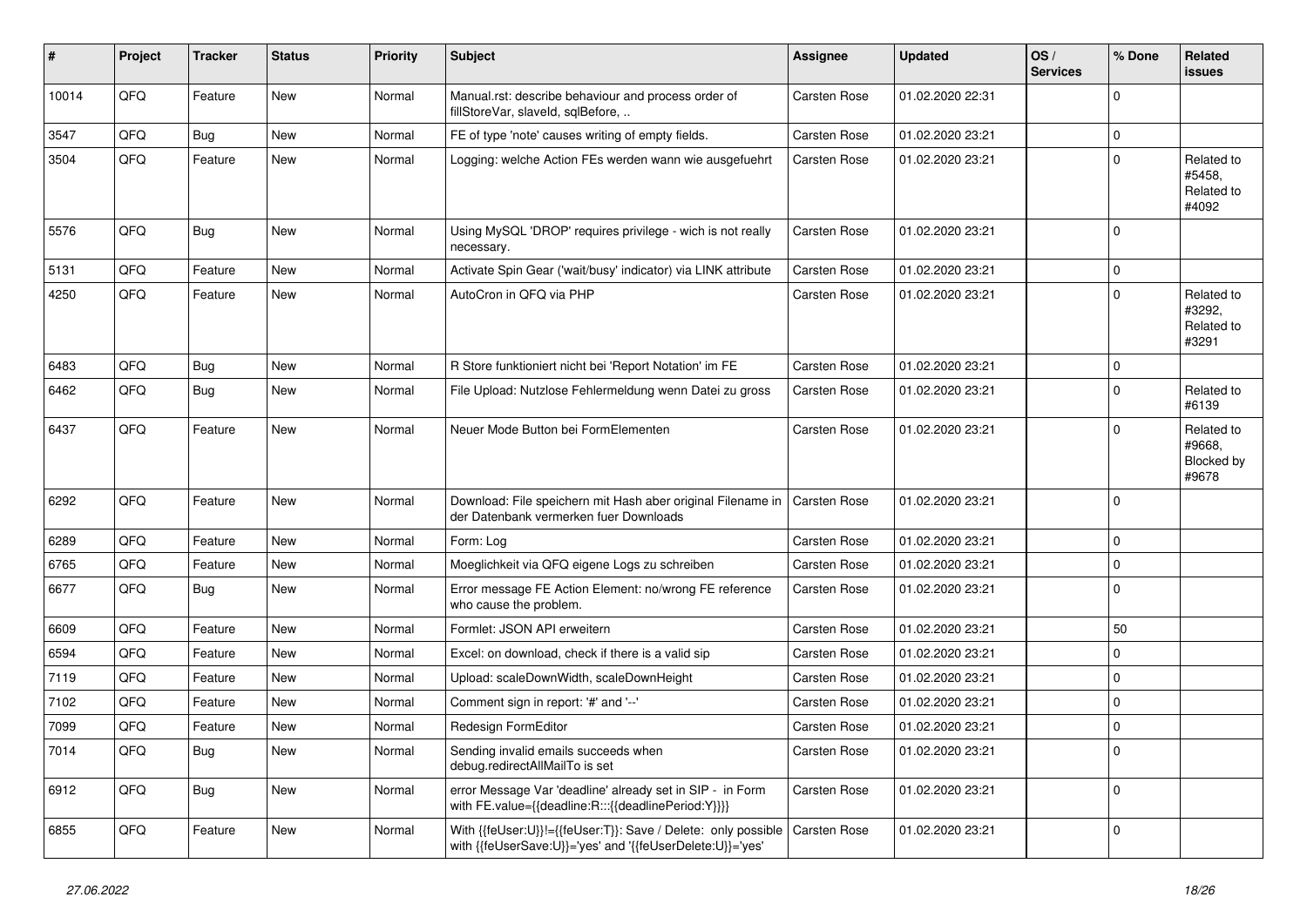| # | Project | Tracker | Status | Priority | Subject | Assignee | Updated | OS / Services | % Done | Related issues |
|---|---|---|---|---|---|---|---|---|---|---|
| 10014 | QFQ | Feature | New | Normal | Manual.rst: describe behaviour and process order of fillStoreVar, slaveId, sqlBefore, .. | Carsten Rose | 01.02.2020 22:31 | | 0 | |
| 3547 | QFQ | Bug | New | Normal | FE of type 'note' causes writing of empty fields. | Carsten Rose | 01.02.2020 23:21 | | 0 | |
| 3504 | QFQ | Feature | New | Normal | Logging: welche Action FEs werden wann wie ausgefuehrt | Carsten Rose | 01.02.2020 23:21 | | 0 | Related to #5458, Related to #4092 |
| 5576 | QFQ | Bug | New | Normal | Using MySQL 'DROP' requires privilege - wich is not really necessary. | Carsten Rose | 01.02.2020 23:21 | | 0 | |
| 5131 | QFQ | Feature | New | Normal | Activate Spin Gear ('wait/busy' indicator) via LINK attribute | Carsten Rose | 01.02.2020 23:21 | | 0 | |
| 4250 | QFQ | Feature | New | Normal | AutoCron in QFQ via PHP | Carsten Rose | 01.02.2020 23:21 | | 0 | Related to #3292, Related to #3291 |
| 6483 | QFQ | Bug | New | Normal | R Store funktioniert nicht bei 'Report Notation' im FE | Carsten Rose | 01.02.2020 23:21 | | 0 | |
| 6462 | QFQ | Bug | New | Normal | File Upload: Nutzlose Fehlermeldung wenn Datei zu gross | Carsten Rose | 01.02.2020 23:21 | | 0 | Related to #6139 |
| 6437 | QFQ | Feature | New | Normal | Neuer Mode Button bei FormElementen | Carsten Rose | 01.02.2020 23:21 | | 0 | Related to #9668, Blocked by #9678 |
| 6292 | QFQ | Feature | New | Normal | Download: File speichern mit Hash aber original Filename in der Datenbank vermerken fuer Downloads | Carsten Rose | 01.02.2020 23:21 | | 0 | |
| 6289 | QFQ | Feature | New | Normal | Form: Log | Carsten Rose | 01.02.2020 23:21 | | 0 | |
| 6765 | QFQ | Feature | New | Normal | Moeglichkeit via QFQ eigene Logs zu schreiben | Carsten Rose | 01.02.2020 23:21 | | 0 | |
| 6677 | QFQ | Bug | New | Normal | Error message FE Action Element: no/wrong FE reference who cause the problem. | Carsten Rose | 01.02.2020 23:21 | | 0 | |
| 6609 | QFQ | Feature | New | Normal | Formlet: JSON API erweitern | Carsten Rose | 01.02.2020 23:21 | | 50 | |
| 6594 | QFQ | Feature | New | Normal | Excel: on download, check if there is a valid sip | Carsten Rose | 01.02.2020 23:21 | | 0 | |
| 7119 | QFQ | Feature | New | Normal | Upload: scaleDownWidth, scaleDownHeight | Carsten Rose | 01.02.2020 23:21 | | 0 | |
| 7102 | QFQ | Feature | New | Normal | Comment sign in report: '#' and '--' | Carsten Rose | 01.02.2020 23:21 | | 0 | |
| 7099 | QFQ | Feature | New | Normal | Redesign FormEditor | Carsten Rose | 01.02.2020 23:21 | | 0 | |
| 7014 | QFQ | Bug | New | Normal | Sending invalid emails succeeds when debug.redirectAllMailTo is set | Carsten Rose | 01.02.2020 23:21 | | 0 | |
| 6912 | QFQ | Bug | New | Normal | error Message Var 'deadline' already set in SIP - in Form with FE.value={{deadline:R:::{{deadlinePeriod:Y}}}} | Carsten Rose | 01.02.2020 23:21 | | 0 | |
| 6855 | QFQ | Feature | New | Normal | With {{feUser:U}}!={{feUser:T}}: Save / Delete: only possible with {{feUserSave:U}}='yes' and '{{feUserDelete:U}}='yes' | Carsten Rose | 01.02.2020 23:21 | | 0 | |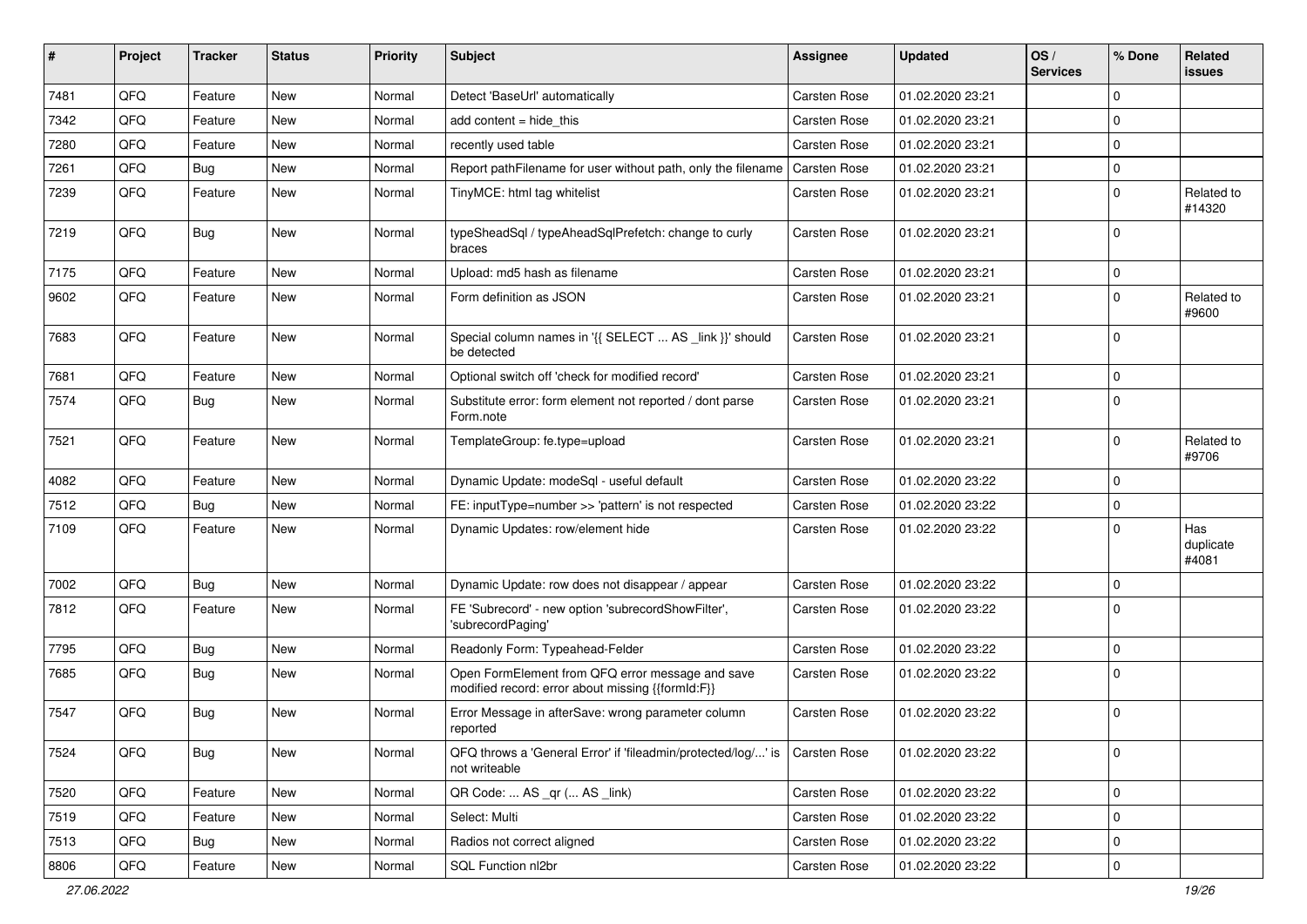| # | Project | Tracker | Status | Priority | Subject | Assignee | Updated | OS / Services | % Done | Related issues |
|---|---|---|---|---|---|---|---|---|---|---|
| 7481 | QFQ | Feature | New | Normal | Detect 'BaseUrl' automatically | Carsten Rose | 01.02.2020 23:21 | | 0 | |
| 7342 | QFQ | Feature | New | Normal | add content = hide_this | Carsten Rose | 01.02.2020 23:21 | | 0 | |
| 7280 | QFQ | Feature | New | Normal | recently used table | Carsten Rose | 01.02.2020 23:21 | | 0 | |
| 7261 | QFQ | Bug | New | Normal | Report pathFilename for user without path, only the filename | Carsten Rose | 01.02.2020 23:21 | | 0 | |
| 7239 | QFQ | Feature | New | Normal | TinyMCE: html tag whitelist | Carsten Rose | 01.02.2020 23:21 | | 0 | Related to #14320 |
| 7219 | QFQ | Bug | New | Normal | typeSheadSql / typeAheadSqlPrefetch: change to curly braces | Carsten Rose | 01.02.2020 23:21 | | 0 | |
| 7175 | QFQ | Feature | New | Normal | Upload: md5 hash as filename | Carsten Rose | 01.02.2020 23:21 | | 0 | |
| 9602 | QFQ | Feature | New | Normal | Form definition as JSON | Carsten Rose | 01.02.2020 23:21 | | 0 | Related to #9600 |
| 7683 | QFQ | Feature | New | Normal | Special column names in '{{ SELECT ... AS _link }}' should be detected | Carsten Rose | 01.02.2020 23:21 | | 0 | |
| 7681 | QFQ | Feature | New | Normal | Optional switch off 'check for modified record' | Carsten Rose | 01.02.2020 23:21 | | 0 | |
| 7574 | QFQ | Bug | New | Normal | Substitute error: form element not reported / dont parse Form.note | Carsten Rose | 01.02.2020 23:21 | | 0 | |
| 7521 | QFQ | Feature | New | Normal | TemplateGroup: fe.type=upload | Carsten Rose | 01.02.2020 23:21 | | 0 | Related to #9706 |
| 4082 | QFQ | Feature | New | Normal | Dynamic Update: modeSql - useful default | Carsten Rose | 01.02.2020 23:22 | | 0 | |
| 7512 | QFQ | Bug | New | Normal | FE: inputType=number >> 'pattern' is not respected | Carsten Rose | 01.02.2020 23:22 | | 0 | |
| 7109 | QFQ | Feature | New | Normal | Dynamic Updates: row/element hide | Carsten Rose | 01.02.2020 23:22 | | 0 | Has duplicate #4081 |
| 7002 | QFQ | Bug | New | Normal | Dynamic Update: row does not disappear / appear | Carsten Rose | 01.02.2020 23:22 | | 0 | |
| 7812 | QFQ | Feature | New | Normal | FE 'Subrecord' - new option 'subrecordShowFilter', 'subrecordPaging' | Carsten Rose | 01.02.2020 23:22 | | 0 | |
| 7795 | QFQ | Bug | New | Normal | Readonly Form: Typeahead-Felder | Carsten Rose | 01.02.2020 23:22 | | 0 | |
| 7685 | QFQ | Bug | New | Normal | Open FormElement from QFQ error message and save modified record: error about missing {{formId:F}} | Carsten Rose | 01.02.2020 23:22 | | 0 | |
| 7547 | QFQ | Bug | New | Normal | Error Message in afterSave: wrong parameter column reported | Carsten Rose | 01.02.2020 23:22 | | 0 | |
| 7524 | QFQ | Bug | New | Normal | QFQ throws a 'General Error' if 'fileadmin/protected/log/...' is not writeable | Carsten Rose | 01.02.2020 23:22 | | 0 | |
| 7520 | QFQ | Feature | New | Normal | QR Code: ... AS _qr (... AS _link) | Carsten Rose | 01.02.2020 23:22 | | 0 | |
| 7519 | QFQ | Feature | New | Normal | Select: Multi | Carsten Rose | 01.02.2020 23:22 | | 0 | |
| 7513 | QFQ | Bug | New | Normal | Radios not correct aligned | Carsten Rose | 01.02.2020 23:22 | | 0 | |
| 8806 | QFQ | Feature | New | Normal | SQL Function nl2br | Carsten Rose | 01.02.2020 23:22 | | 0 | |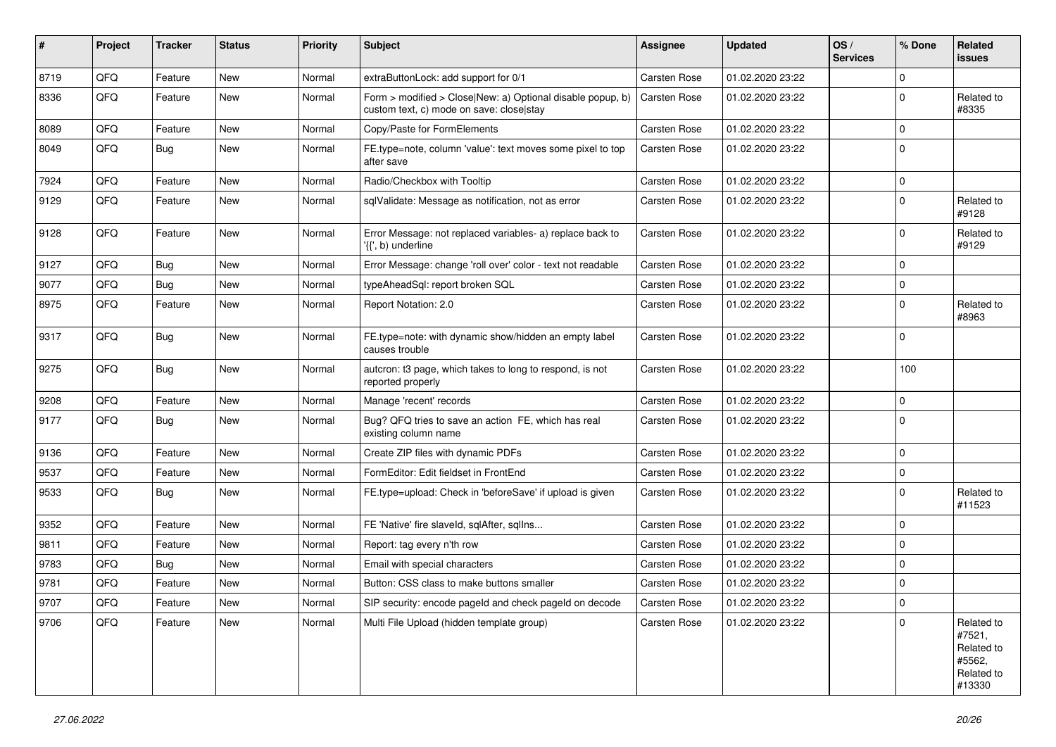| # | Project | Tracker | Status | Priority | Subject | Assignee | Updated | OS / Services | % Done | Related issues |
|---|---|---|---|---|---|---|---|---|---|---|
| 8719 | QFQ | Feature | New | Normal | extraButtonLock: add support for 0/1 | Carsten Rose | 01.02.2020 23:22 | | 0 | |
| 8336 | QFQ | Feature | New | Normal | Form > modified > Close\|New: a) Optional disable popup, b) custom text, c) mode on save: close\|stay | Carsten Rose | 01.02.2020 23:22 | | 0 | Related to #8335 |
| 8089 | QFQ | Feature | New | Normal | Copy/Paste for FormElements | Carsten Rose | 01.02.2020 23:22 | | 0 | |
| 8049 | QFQ | Bug | New | Normal | FE.type=note, column 'value': text moves some pixel to top after save | Carsten Rose | 01.02.2020 23:22 | | 0 | |
| 7924 | QFQ | Feature | New | Normal | Radio/Checkbox with Tooltip | Carsten Rose | 01.02.2020 23:22 | | 0 | |
| 9129 | QFQ | Feature | New | Normal | sqlValidate: Message as notification, not as error | Carsten Rose | 01.02.2020 23:22 | | 0 | Related to #9128 |
| 9128 | QFQ | Feature | New | Normal | Error Message: not replaced variables- a) replace back to '{{', b) underline | Carsten Rose | 01.02.2020 23:22 | | 0 | Related to #9129 |
| 9127 | QFQ | Bug | New | Normal | Error Message: change 'roll over' color - text not readable | Carsten Rose | 01.02.2020 23:22 | | 0 | |
| 9077 | QFQ | Bug | New | Normal | typeAheadSql: report broken SQL | Carsten Rose | 01.02.2020 23:22 | | 0 | |
| 8975 | QFQ | Feature | New | Normal | Report Notation: 2.0 | Carsten Rose | 01.02.2020 23:22 | | 0 | Related to #8963 |
| 9317 | QFQ | Bug | New | Normal | FE.type=note: with dynamic show/hidden an empty label causes trouble | Carsten Rose | 01.02.2020 23:22 | | 0 | |
| 9275 | QFQ | Bug | New | Normal | autcron: t3 page, which takes to long to respond, is not reported properly | Carsten Rose | 01.02.2020 23:22 | | 100 | |
| 9208 | QFQ | Feature | New | Normal | Manage 'recent' records | Carsten Rose | 01.02.2020 23:22 | | 0 | |
| 9177 | QFQ | Bug | New | Normal | Bug? QFQ tries to save an action FE, which has real existing column name | Carsten Rose | 01.02.2020 23:22 | | 0 | |
| 9136 | QFQ | Feature | New | Normal | Create ZIP files with dynamic PDFs | Carsten Rose | 01.02.2020 23:22 | | 0 | |
| 9537 | QFQ | Feature | New | Normal | FormEditor: Edit fieldset in FrontEnd | Carsten Rose | 01.02.2020 23:22 | | 0 | |
| 9533 | QFQ | Bug | New | Normal | FE.type=upload: Check in 'beforeSave' if upload is given | Carsten Rose | 01.02.2020 23:22 | | 0 | Related to #11523 |
| 9352 | QFQ | Feature | New | Normal | FE 'Native' fire slaveId, sqlAfter, sqlIns... | Carsten Rose | 01.02.2020 23:22 | | 0 | |
| 9811 | QFQ | Feature | New | Normal | Report: tag every n'th row | Carsten Rose | 01.02.2020 23:22 | | 0 | |
| 9783 | QFQ | Bug | New | Normal | Email with special characters | Carsten Rose | 01.02.2020 23:22 | | 0 | |
| 9781 | QFQ | Feature | New | Normal | Button: CSS class to make buttons smaller | Carsten Rose | 01.02.2020 23:22 | | 0 | |
| 9707 | QFQ | Feature | New | Normal | SIP security: encode pageId and check pageId on decode | Carsten Rose | 01.02.2020 23:22 | | 0 | |
| 9706 | QFQ | Feature | New | Normal | Multi File Upload (hidden template group) | Carsten Rose | 01.02.2020 23:22 | | 0 | Related to #7521, Related to #5562, Related to #13330 |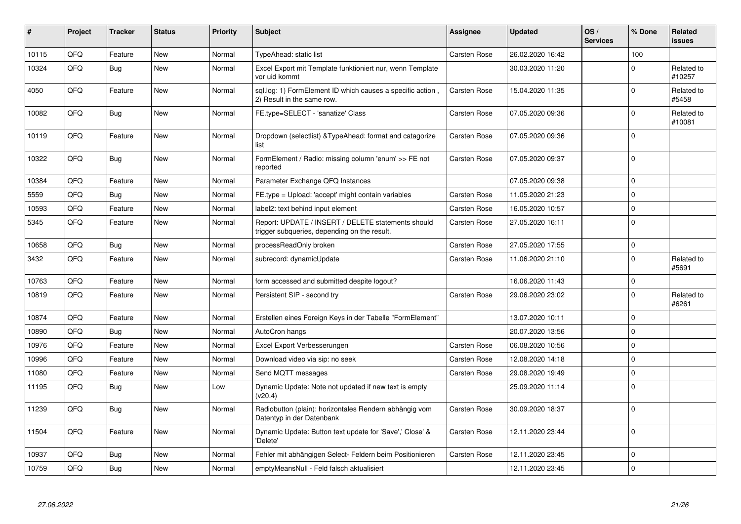| # | Project | Tracker | Status | Priority | Subject | Assignee | Updated | OS / Services | % Done | Related issues |
|---|---|---|---|---|---|---|---|---|---|---|
| 10115 | QFQ | Feature | New | Normal | TypeAhead: static list | Carsten Rose | 26.02.2020 16:42 | | 100 | |
| 10324 | QFQ | Bug | New | Normal | Excel Export mit Template funktioniert nur, wenn Template vor uid kommt | | 30.03.2020 11:20 | | 0 | Related to #10257 |
| 4050 | QFQ | Feature | New | Normal | sql.log: 1) FormElement ID which causes a specific action , 2) Result in the same row. | Carsten Rose | 15.04.2020 11:35 | | 0 | Related to #5458 |
| 10082 | QFQ | Bug | New | Normal | FE.type=SELECT - 'sanatize' Class | Carsten Rose | 07.05.2020 09:36 | | 0 | Related to #10081 |
| 10119 | QFQ | Feature | New | Normal | Dropdown (selectlist) &TypeAhead: format and catagorize list | Carsten Rose | 07.05.2020 09:36 | | 0 | |
| 10322 | QFQ | Bug | New | Normal | FormElement / Radio: missing column 'enum' >> FE not reported | Carsten Rose | 07.05.2020 09:37 | | 0 | |
| 10384 | QFQ | Feature | New | Normal | Parameter Exchange QFQ Instances | | 07.05.2020 09:38 | | 0 | |
| 5559 | QFQ | Bug | New | Normal | FE.type = Upload: 'accept' might contain variables | Carsten Rose | 11.05.2020 21:23 | | 0 | |
| 10593 | QFQ | Feature | New | Normal | label2: text behind input element | Carsten Rose | 16.05.2020 10:57 | | 0 | |
| 5345 | QFQ | Feature | New | Normal | Report: UPDATE / INSERT / DELETE statements should trigger subqueries, depending on the result. | Carsten Rose | 27.05.2020 16:11 | | 0 | |
| 10658 | QFQ | Bug | New | Normal | processReadOnly broken | Carsten Rose | 27.05.2020 17:55 | | 0 | |
| 3432 | QFQ | Feature | New | Normal | subrecord: dynamicUpdate | Carsten Rose | 11.06.2020 21:10 | | 0 | Related to #5691 |
| 10763 | QFQ | Feature | New | Normal | form accessed and submitted despite logout? | | 16.06.2020 11:43 | | 0 | |
| 10819 | QFQ | Feature | New | Normal | Persistent SIP - second try | Carsten Rose | 29.06.2020 23:02 | | 0 | Related to #6261 |
| 10874 | QFQ | Feature | New | Normal | Erstellen eines Foreign Keys in der Tabelle "FormElement" | | 13.07.2020 10:11 | | 0 | |
| 10890 | QFQ | Bug | New | Normal | AutoCron hangs | | 20.07.2020 13:56 | | 0 | |
| 10976 | QFQ | Feature | New | Normal | Excel Export Verbesserungen | Carsten Rose | 06.08.2020 10:56 | | 0 | |
| 10996 | QFQ | Feature | New | Normal | Download video via sip: no seek | Carsten Rose | 12.08.2020 14:18 | | 0 | |
| 11080 | QFQ | Feature | New | Normal | Send MQTT messages | Carsten Rose | 29.08.2020 19:49 | | 0 | |
| 11195 | QFQ | Bug | New | Low | Dynamic Update: Note not updated if new text is empty (v20.4) | | 25.09.2020 11:14 | | 0 | |
| 11239 | QFQ | Bug | New | Normal | Radiobutton (plain): horizontales Rendern abhängig vom Datentyp in der Datenbank | Carsten Rose | 30.09.2020 18:37 | | 0 | |
| 11504 | QFQ | Feature | New | Normal | Dynamic Update: Button text update for 'Save',' Close' & 'Delete' | Carsten Rose | 12.11.2020 23:44 | | 0 | |
| 10937 | QFQ | Bug | New | Normal | Fehler mit abhängigen Select- Feldern beim Positionieren | Carsten Rose | 12.11.2020 23:45 | | 0 | |
| 10759 | QFQ | Bug | New | Normal | emptyMeansNull - Feld falsch aktualisiert | | 12.11.2020 23:45 | | 0 | |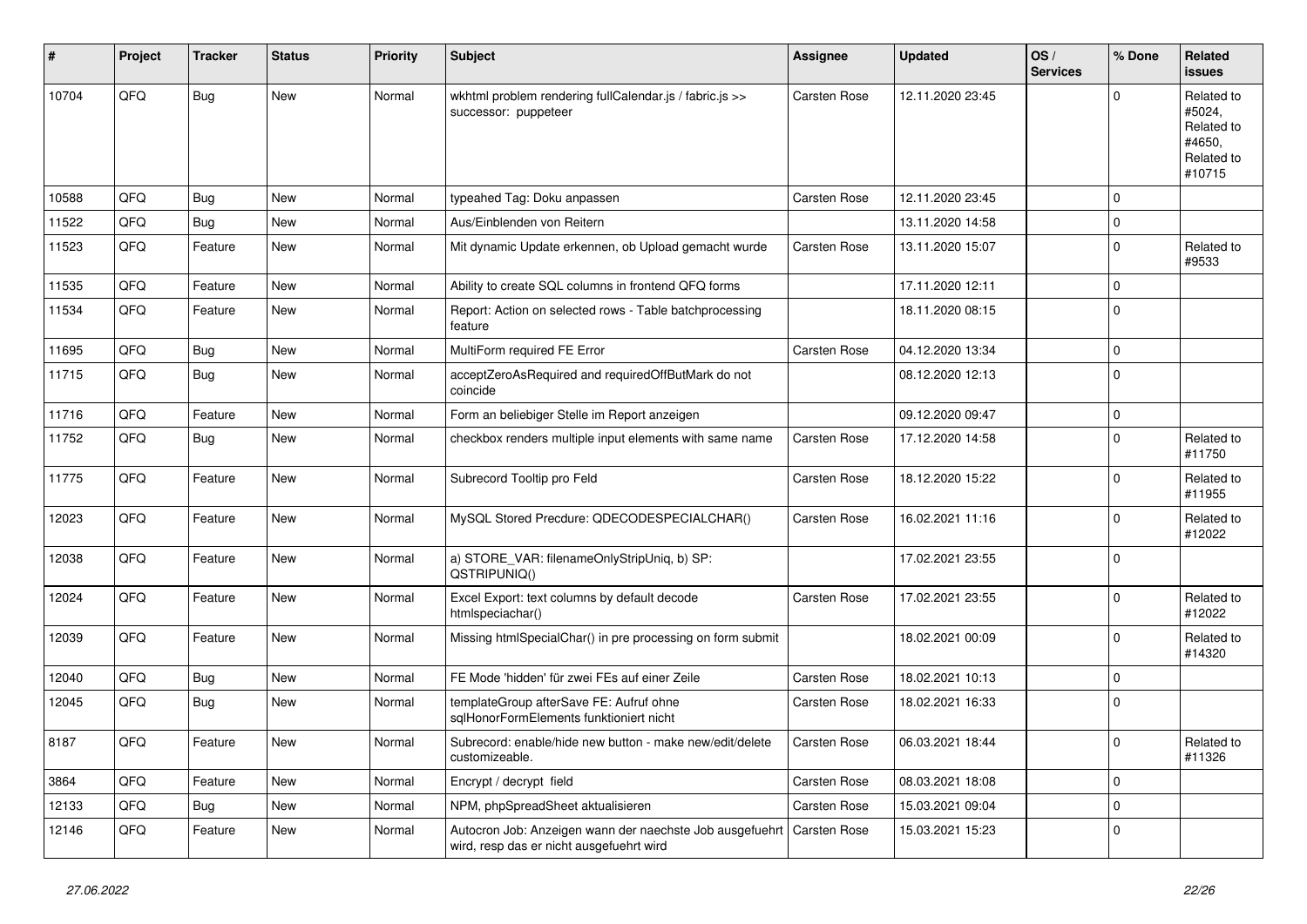| # | Project | Tracker | Status | Priority | Subject | Assignee | Updated | OS / Services | % Done | Related issues |
|---|---|---|---|---|---|---|---|---|---|---|
| 10704 | QFQ | Bug | New | Normal | wkhtml problem rendering fullCalendar.js / fabric.js >> successor: puppeteer | Carsten Rose | 12.11.2020 23:45 | | 0 | Related to #5024, Related to #4650, Related to #10715 |
| 10588 | QFQ | Bug | New | Normal | typeahed Tag: Doku anpassen | Carsten Rose | 12.11.2020 23:45 | | 0 | |
| 11522 | QFQ | Bug | New | Normal | Aus/Einblenden von Reitern | | 13.11.2020 14:58 | | 0 | |
| 11523 | QFQ | Feature | New | Normal | Mit dynamic Update erkennen, ob Upload gemacht wurde | Carsten Rose | 13.11.2020 15:07 | | 0 | Related to #9533 |
| 11535 | QFQ | Feature | New | Normal | Ability to create SQL columns in frontend QFQ forms | | 17.11.2020 12:11 | | 0 | |
| 11534 | QFQ | Feature | New | Normal | Report: Action on selected rows - Table batchprocessing feature | | 18.11.2020 08:15 | | 0 | |
| 11695 | QFQ | Bug | New | Normal | MultiForm required FE Error | Carsten Rose | 04.12.2020 13:34 | | 0 | |
| 11715 | QFQ | Bug | New | Normal | acceptZeroAsRequired and requiredOffButMark do not coincide | | 08.12.2020 12:13 | | 0 | |
| 11716 | QFQ | Feature | New | Normal | Form an beliebiger Stelle im Report anzeigen | | 09.12.2020 09:47 | | 0 | |
| 11752 | QFQ | Bug | New | Normal | checkbox renders multiple input elements with same name | Carsten Rose | 17.12.2020 14:58 | | 0 | Related to #11750 |
| 11775 | QFQ | Feature | New | Normal | Subrecord Tooltip pro Feld | Carsten Rose | 18.12.2020 15:22 | | 0 | Related to #11955 |
| 12023 | QFQ | Feature | New | Normal | MySQL Stored Precdure: QDECODESPECIALCHAR() | Carsten Rose | 16.02.2021 11:16 | | 0 | Related to #12022 |
| 12038 | QFQ | Feature | New | Normal | a) STORE_VAR: filenameOnlyStripUniq, b) SP: QSTRIPUNIQ() | | 17.02.2021 23:55 | | 0 | |
| 12024 | QFQ | Feature | New | Normal | Excel Export: text columns by default decode htmlspeciachar() | Carsten Rose | 17.02.2021 23:55 | | 0 | Related to #12022 |
| 12039 | QFQ | Feature | New | Normal | Missing htmlSpecialChar() in pre processing on form submit | | 18.02.2021 00:09 | | 0 | Related to #14320 |
| 12040 | QFQ | Bug | New | Normal | FE Mode 'hidden' für zwei FEs auf einer Zeile | Carsten Rose | 18.02.2021 10:13 | | 0 | |
| 12045 | QFQ | Bug | New | Normal | templateGroup afterSave FE: Aufruf ohne sqlHonorFormElements funktioniert nicht | Carsten Rose | 18.02.2021 16:33 | | 0 | |
| 8187 | QFQ | Feature | New | Normal | Subrecord: enable/hide new button - make new/edit/delete customizeable. | Carsten Rose | 06.03.2021 18:44 | | 0 | Related to #11326 |
| 3864 | QFQ | Feature | New | Normal | Encrypt / decrypt field | Carsten Rose | 08.03.2021 18:08 | | 0 | |
| 12133 | QFQ | Bug | New | Normal | NPM, phpSpreadSheet aktualisieren | Carsten Rose | 15.03.2021 09:04 | | 0 | |
| 12146 | QFQ | Feature | New | Normal | Autocron Job: Anzeigen wann der naechste Job ausgefuehrt wird, resp das er nicht ausgefuehrt wird | Carsten Rose | 15.03.2021 15:23 | | 0 | |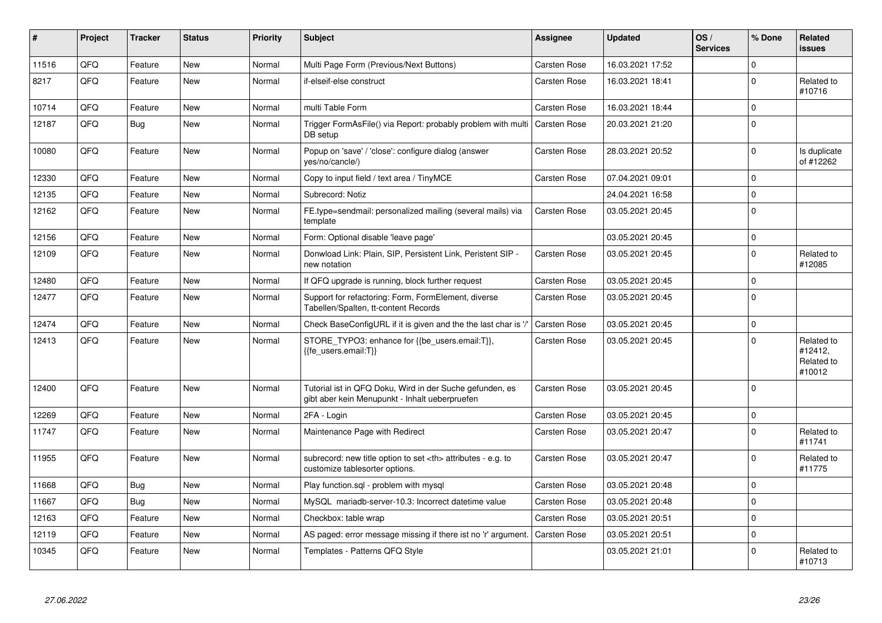| # | Project | Tracker | Status | Priority | Subject | Assignee | Updated | OS / Services | % Done | Related issues |
|---|---|---|---|---|---|---|---|---|---|---|
| 11516 | QFQ | Feature | New | Normal | Multi Page Form (Previous/Next Buttons) | Carsten Rose | 16.03.2021 17:52 | | 0 | |
| 8217 | QFQ | Feature | New | Normal | if-elseif-else construct | Carsten Rose | 16.03.2021 18:41 | | 0 | Related to #10716 |
| 10714 | QFQ | Feature | New | Normal | multi Table Form | Carsten Rose | 16.03.2021 18:44 | | 0 | |
| 12187 | QFQ | Bug | New | Normal | Trigger FormAsFile() via Report: probably problem with multi DB setup | Carsten Rose | 20.03.2021 21:20 | | 0 | |
| 10080 | QFQ | Feature | New | Normal | Popup on 'save' / 'close': configure dialog (answer yes/no/cancle/) | Carsten Rose | 28.03.2021 20:52 | | 0 | Is duplicate of #12262 |
| 12330 | QFQ | Feature | New | Normal | Copy to input field / text area / TinyMCE | Carsten Rose | 07.04.2021 09:01 | | 0 | |
| 12135 | QFQ | Feature | New | Normal | Subrecord: Notiz | | 24.04.2021 16:58 | | 0 | |
| 12162 | QFQ | Feature | New | Normal | FE.type=sendmail: personalized mailing (several mails) via template | Carsten Rose | 03.05.2021 20:45 | | 0 | |
| 12156 | QFQ | Feature | New | Normal | Form: Optional disable 'leave page' | | 03.05.2021 20:45 | | 0 | |
| 12109 | QFQ | Feature | New | Normal | Donwload Link: Plain, SIP, Persistent Link, Peristent SIP - new notation | Carsten Rose | 03.05.2021 20:45 | | 0 | Related to #12085 |
| 12480 | QFQ | Feature | New | Normal | If QFQ upgrade is running, block further request | Carsten Rose | 03.05.2021 20:45 | | 0 | |
| 12477 | QFQ | Feature | New | Normal | Support for refactoring: Form, FormElement, diverse Tabellen/Spalten, tt-content Records | Carsten Rose | 03.05.2021 20:45 | | 0 | |
| 12474 | QFQ | Feature | New | Normal | Check BaseConfigURL if it is given and the the last char is '/' | Carsten Rose | 03.05.2021 20:45 | | 0 | |
| 12413 | QFQ | Feature | New | Normal | STORE_TYPO3: enhance for {{be_users.email:T}}, {{fe_users.email:T}} | Carsten Rose | 03.05.2021 20:45 | | 0 | Related to #12412, Related to #10012 |
| 12400 | QFQ | Feature | New | Normal | Tutorial ist in QFQ Doku, Wird in der Suche gefunden, es gibt aber kein Menupunkt - Inhalt ueberpruefen | Carsten Rose | 03.05.2021 20:45 | | 0 | |
| 12269 | QFQ | Feature | New | Normal | 2FA - Login | Carsten Rose | 03.05.2021 20:45 | | 0 | |
| 11747 | QFQ | Feature | New | Normal | Maintenance Page with Redirect | Carsten Rose | 03.05.2021 20:47 | | 0 | Related to #11741 |
| 11955 | QFQ | Feature | New | Normal | subrecord: new title option to set <th> attributes - e.g. to customize tablesorter options. | Carsten Rose | 03.05.2021 20:47 | | 0 | Related to #11775 |
| 11668 | QFQ | Bug | New | Normal | Play function.sql - problem with mysql | Carsten Rose | 03.05.2021 20:48 | | 0 | |
| 11667 | QFQ | Bug | New | Normal | MySQL mariadb-server-10.3: Incorrect datetime value | Carsten Rose | 03.05.2021 20:48 | | 0 | |
| 12163 | QFQ | Feature | New | Normal | Checkbox: table wrap | Carsten Rose | 03.05.2021 20:51 | | 0 | |
| 12119 | QFQ | Feature | New | Normal | AS paged: error message missing if there ist no 'r' argument. | Carsten Rose | 03.05.2021 20:51 | | 0 | |
| 10345 | QFQ | Feature | New | Normal | Templates - Patterns QFQ Style | | 03.05.2021 21:01 | | 0 | Related to #10713 |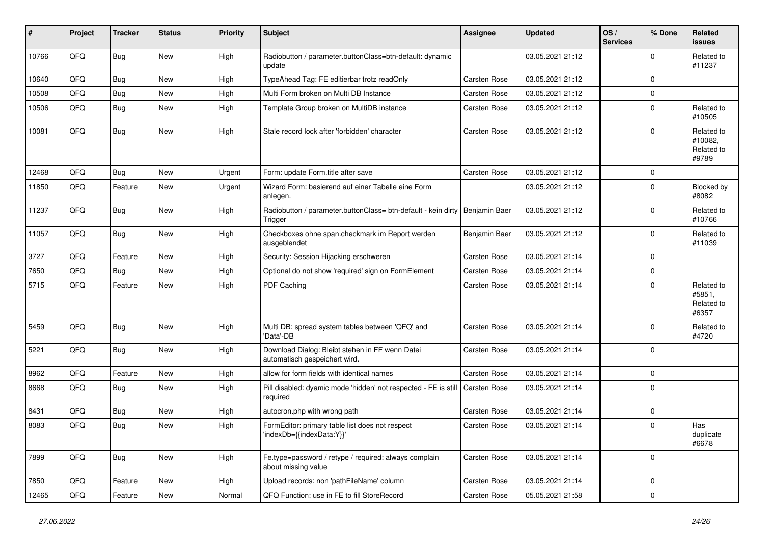| # | Project | Tracker | Status | Priority | Subject | Assignee | Updated | OS / Services | % Done | Related issues |
|---|---|---|---|---|---|---|---|---|---|---|
| 10766 | QFQ | Bug | New | High | Radiobutton / parameter.buttonClass=btn-default: dynamic update | | 03.05.2021 21:12 | | 0 | Related to #11237 |
| 10640 | QFQ | Bug | New | High | TypeAhead Tag: FE editierbar trotz readOnly | Carsten Rose | 03.05.2021 21:12 | | 0 | |
| 10508 | QFQ | Bug | New | High | Multi Form broken on Multi DB Instance | Carsten Rose | 03.05.2021 21:12 | | 0 | |
| 10506 | QFQ | Bug | New | High | Template Group broken on MultiDB instance | Carsten Rose | 03.05.2021 21:12 | | 0 | Related to #10505 |
| 10081 | QFQ | Bug | New | High | Stale record lock after 'forbidden' character | Carsten Rose | 03.05.2021 21:12 | | 0 | Related to #10082, Related to #9789 |
| 12468 | QFQ | Bug | New | Urgent | Form: update Form.title after save | Carsten Rose | 03.05.2021 21:12 | | 0 | |
| 11850 | QFQ | Feature | New | Urgent | Wizard Form: basierend auf einer Tabelle eine Form anlegen. | | 03.05.2021 21:12 | | 0 | Blocked by #8082 |
| 11237 | QFQ | Bug | New | High | Radiobutton / parameter.buttonClass= btn-default - kein dirty Trigger | Benjamin Baer | 03.05.2021 21:12 | | 0 | Related to #10766 |
| 11057 | QFQ | Bug | New | High | Checkboxes ohne span.checkmark im Report werden ausgeblendet | Benjamin Baer | 03.05.2021 21:12 | | 0 | Related to #11039 |
| 3727 | QFQ | Feature | New | High | Security: Session Hijacking erschweren | Carsten Rose | 03.05.2021 21:14 | | 0 | |
| 7650 | QFQ | Bug | New | High | Optional do not show 'required' sign on FormElement | Carsten Rose | 03.05.2021 21:14 | | 0 | |
| 5715 | QFQ | Feature | New | High | PDF Caching | Carsten Rose | 03.05.2021 21:14 | | 0 | Related to #5851, Related to #6357 |
| 5459 | QFQ | Bug | New | High | Multi DB: spread system tables between 'QFQ' and 'Data'-DB | Carsten Rose | 03.05.2021 21:14 | | 0 | Related to #4720 |
| 5221 | QFQ | Bug | New | High | Download Dialog: Bleibt stehen in FF wenn Datei automatisch gespeichert wird. | Carsten Rose | 03.05.2021 21:14 | | 0 | |
| 8962 | QFQ | Feature | New | High | allow for form fields with identical names | Carsten Rose | 03.05.2021 21:14 | | 0 | |
| 8668 | QFQ | Bug | New | High | Pill disabled: dyamic mode 'hidden' not respected - FE is still required | Carsten Rose | 03.05.2021 21:14 | | 0 | |
| 8431 | QFQ | Bug | New | High | autocron.php with wrong path | Carsten Rose | 03.05.2021 21:14 | | 0 | |
| 8083 | QFQ | Bug | New | High | FormEditor: primary table list does not respect 'indexDb={{indexData:Y}}' | Carsten Rose | 03.05.2021 21:14 | | 0 | Has duplicate #6678 |
| 7899 | QFQ | Bug | New | High | Fe.type=password / retype / required: always complain about missing value | Carsten Rose | 03.05.2021 21:14 | | 0 | |
| 7850 | QFQ | Feature | New | High | Upload records: non 'pathFileName' column | Carsten Rose | 03.05.2021 21:14 | | 0 | |
| 12465 | QFQ | Feature | New | Normal | QFQ Function: use in FE to fill StoreRecord | Carsten Rose | 05.05.2021 21:58 | | 0 | |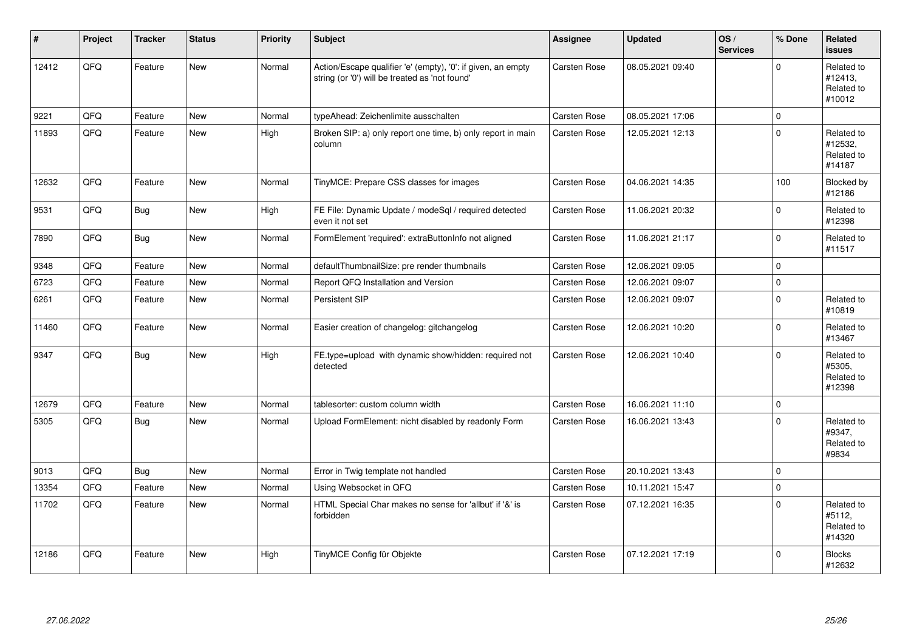| # | Project | Tracker | Status | Priority | Subject | Assignee | Updated | OS / Services | % Done | Related issues |
|---|---|---|---|---|---|---|---|---|---|---|
| 12412 | QFQ | Feature | New | Normal | Action/Escape qualifier 'e' (empty), '0': if given, an empty string (or '0') will be treated as 'not found' | Carsten Rose | 08.05.2021 09:40 | | 0 | Related to #12413, Related to #10012 |
| 9221 | QFQ | Feature | New | Normal | typeAhead: Zeichenlimite ausschalten | Carsten Rose | 08.05.2021 17:06 | | 0 | |
| 11893 | QFQ | Feature | New | High | Broken SIP: a) only report one time, b) only report in main column | Carsten Rose | 12.05.2021 12:13 | | 0 | Related to #12532, Related to #14187 |
| 12632 | QFQ | Feature | New | Normal | TinyMCE: Prepare CSS classes for images | Carsten Rose | 04.06.2021 14:35 | | 100 | Blocked by #12186 |
| 9531 | QFQ | Bug | New | High | FE File: Dynamic Update / modeSql / required detected even it not set | Carsten Rose | 11.06.2021 20:32 | | 0 | Related to #12398 |
| 7890 | QFQ | Bug | New | Normal | FormElement 'required': extraButtonInfo not aligned | Carsten Rose | 11.06.2021 21:17 | | 0 | Related to #11517 |
| 9348 | QFQ | Feature | New | Normal | defaultThumbnailSize: pre render thumbnails | Carsten Rose | 12.06.2021 09:05 | | 0 | |
| 6723 | QFQ | Feature | New | Normal | Report QFQ Installation and Version | Carsten Rose | 12.06.2021 09:07 | | 0 | |
| 6261 | QFQ | Feature | New | Normal | Persistent SIP | Carsten Rose | 12.06.2021 09:07 | | 0 | Related to #10819 |
| 11460 | QFQ | Feature | New | Normal | Easier creation of changelog: gitchangelog | Carsten Rose | 12.06.2021 10:20 | | 0 | Related to #13467 |
| 9347 | QFQ | Bug | New | High | FE.type=upload with dynamic show/hidden: required not detected | Carsten Rose | 12.06.2021 10:40 | | 0 | Related to #5305, Related to #12398 |
| 12679 | QFQ | Feature | New | Normal | tablesorter: custom column width | Carsten Rose | 16.06.2021 11:10 | | 0 | |
| 5305 | QFQ | Bug | New | Normal | Upload FormElement: nicht disabled by readonly Form | Carsten Rose | 16.06.2021 13:43 | | 0 | Related to #9347, Related to #9834 |
| 9013 | QFQ | Bug | New | Normal | Error in Twig template not handled | Carsten Rose | 20.10.2021 13:43 | | 0 | |
| 13354 | QFQ | Feature | New | Normal | Using Websocket in QFQ | Carsten Rose | 10.11.2021 15:47 | | 0 | |
| 11702 | QFQ | Feature | New | Normal | HTML Special Char makes no sense for 'allbut' if '&' is forbidden | Carsten Rose | 07.12.2021 16:35 | | 0 | Related to #5112, Related to #14320 |
| 12186 | QFQ | Feature | New | High | TinyMCE Config für Objekte | Carsten Rose | 07.12.2021 17:19 | | 0 | Blocks #12632 |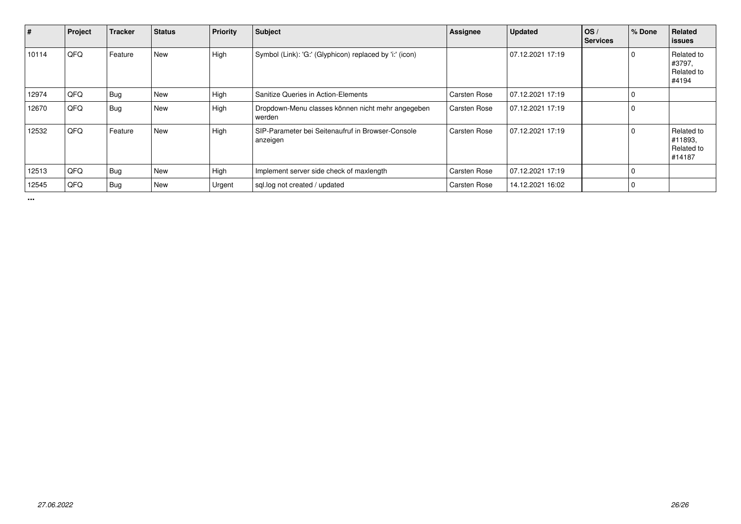| # | Project | Tracker | Status | Priority | Subject | Assignee | Updated | OS / Services | % Done | Related issues |
|---|---|---|---|---|---|---|---|---|---|---|
| 10114 | QFQ | Feature | New | High | Symbol (Link): 'G:' (Glyphicon) replaced by 'i:' (icon) | | 07.12.2021 17:19 | | 0 | Related to #3797, Related to #4194 |
| 12974 | QFQ | Bug | New | High | Sanitize Queries in Action-Elements | Carsten Rose | 07.12.2021 17:19 | | 0 | |
| 12670 | QFQ | Bug | New | High | Dropdown-Menu classes können nicht mehr angegeben werden | Carsten Rose | 07.12.2021 17:19 | | 0 | |
| 12532 | QFQ | Feature | New | High | SIP-Parameter bei Seitenaufruf in Browser-Console anzeigen | Carsten Rose | 07.12.2021 17:19 | | 0 | Related to #11893, Related to #14187 |
| 12513 | QFQ | Bug | New | High | Implement server side check of maxlength | Carsten Rose | 07.12.2021 17:19 | | 0 | |
| 12545 | QFQ | Bug | New | Urgent | sql.log not created / updated | Carsten Rose | 14.12.2021 16:02 | | 0 | |

...

*27.06.2022*